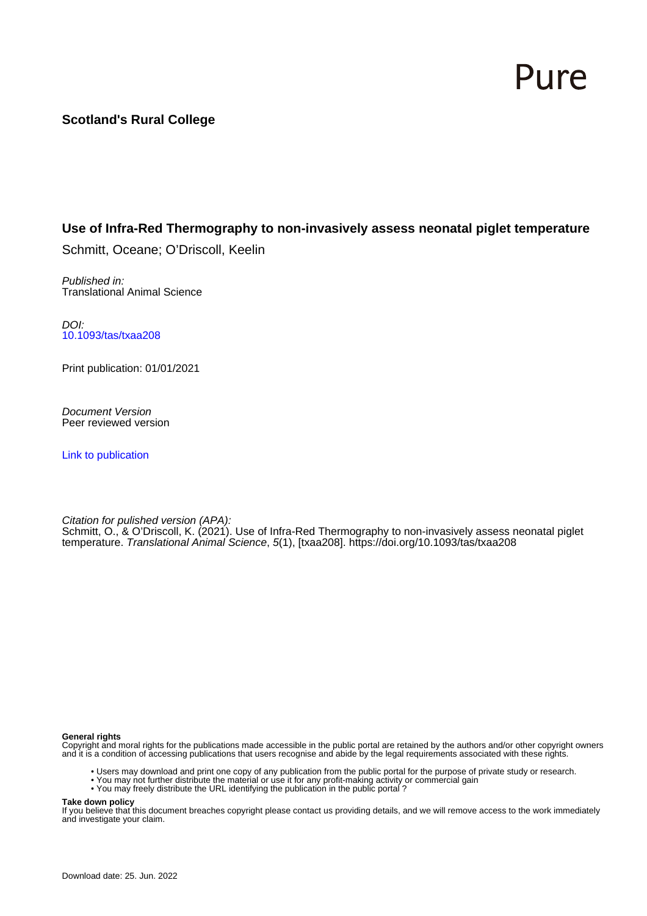Pure

**Scotland's Rural College**

## Use of Infra-Red Thermography to non-invasively assess neonatal piglet temperature

Schmitt, Oceane; O'Driscoll, Keelin

*Published in:*
Translational Animal Science

*DOI:*
10.1093/tas/txaa208

Print publication: 01/01/2021

*Document Version*
Peer reviewed version

Link to publication

*Citation for pulished version (APA):*
Schmitt, O., & O'Driscoll, K. (2021). Use of Infra-Red Thermography to non-invasively assess neonatal piglet temperature. *Translational Animal Science*, *5*(1), [txaa208]. https://doi.org/10.1093/tas/txaa208

**General rights**
Copyright and moral rights for the publications made accessible in the public portal are retained by the authors and/or other copyright owners and it is a condition of accessing publications that users recognise and abide by the legal requirements associated with these rights.

- Users may download and print one copy of any publication from the public portal for the purpose of private study or research.
- You may not further distribute the material or use it for any profit-making activity or commercial gain
- You may freely distribute the URL identifying the publication in the public portal ?

**Take down policy**
If you believe that this document breaches copyright please contact us providing details, and we will remove access to the work immediately and investigate your claim.

Download date: 25. Jun. 2022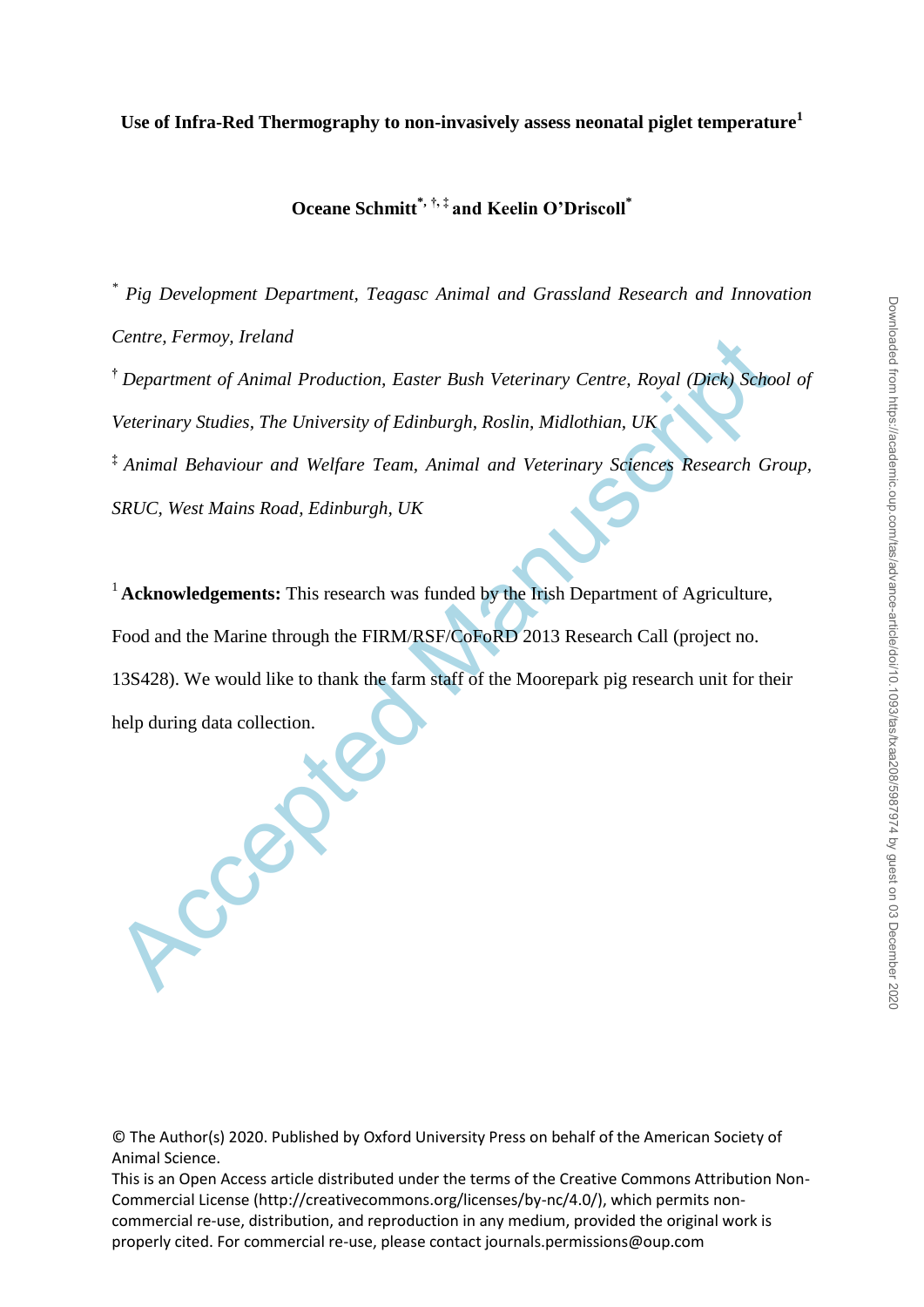**Use of Infra-Red Thermography to non-invasively assess neonatal piglet temperature**[1]

**Oceane Schmitt**[*, †, ‡] **and Keelin O'Driscoll**[*]

[*] *Pig Development Department, Teagasc Animal and Grassland Research and Innovation Centre, Fermoy, Ireland*

[†] *Department of Animal Production, Easter Bush Veterinary Centre, Royal (Dick) School of Veterinary Studies, The University of Edinburgh, Roslin, Midlothian, UK*

[‡] *Animal Behaviour and Welfare Team, Animal and Veterinary Sciences Research Group, SRUC, West Mains Road, Edinburgh, UK*

[1] **Acknowledgements:** This research was funded by the Irish Department of Agriculture, Food and the Marine through the FIRM/RSF/CoFoRD 2013 Research Call (project no. 13S428). We would like to thank the farm staff of the Moorepark pig research unit for their help during data collection.

© The Author(s) 2020. Published by Oxford University Press on behalf of the American Society of Animal Science.
This is an Open Access article distributed under the terms of the Creative Commons Attribution Non-Commercial License (http://creativecommons.org/licenses/by-nc/4.0/), which permits non-commercial re-use, distribution, and reproduction in any medium, provided the original work is properly cited. For commercial re-use, please contact journals.permissions@oup.com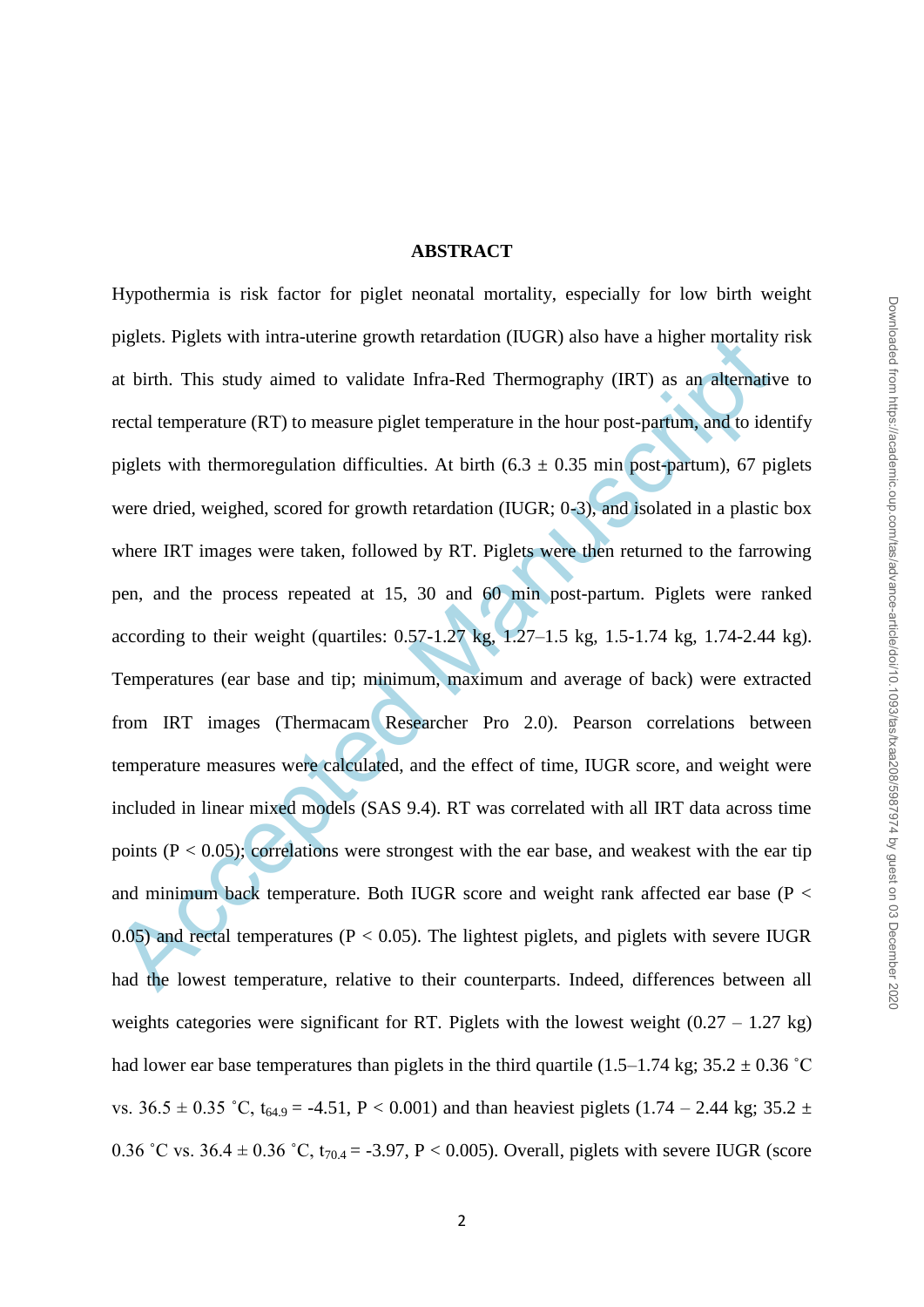## ABSTRACT

Hypothermia is risk factor for piglet neonatal mortality, especially for low birth weight piglets. Piglets with intra-uterine growth retardation (IUGR) also have a higher mortality risk at birth. This study aimed to validate Infra-Red Thermography (IRT) as an alternative to rectal temperature (RT) to measure piglet temperature in the hour post-partum, and to identify piglets with thermoregulation difficulties. At birth (6.3 ± 0.35 min post-partum), 67 piglets were dried, weighed, scored for growth retardation (IUGR; 0-3), and isolated in a plastic box where IRT images were taken, followed by RT. Piglets were then returned to the farrowing pen, and the process repeated at 15, 30 and 60 min post-partum. Piglets were ranked according to their weight (quartiles: 0.57-1.27 kg, 1.27–1.5 kg, 1.5-1.74 kg, 1.74-2.44 kg). Temperatures (ear base and tip; minimum, maximum and average of back) were extracted from IRT images (Thermacam Researcher Pro 2.0). Pearson correlations between temperature measures were calculated, and the effect of time, IUGR score, and weight were included in linear mixed models (SAS 9.4). RT was correlated with all IRT data across time points ($P < 0.05$); correlations were strongest with the ear base, and weakest with the ear tip and minimum back temperature. Both IUGR score and weight rank affected ear base ($P < 0.05$) and rectal temperatures ($P < 0.05$). The lightest piglets, and piglets with severe IUGR had the lowest temperature, relative to their counterparts. Indeed, differences between all weights categories were significant for RT. Piglets with the lowest weight (0.27 – 1.27 kg) had lower ear base temperatures than piglets in the third quartile (1.5–1.74 kg; 35.2 ± 0.36 ˚C vs. 36.5 ± 0.35 ˚C, $t_{64.9} = -4.51$, $P < 0.001$) and than heaviest piglets (1.74 – 2.44 kg; 35.2 ± 0.36 ˚C vs. 36.4 ± 0.36 ˚C, $t_{70.4} = -3.97$, $P < 0.005$). Overall, piglets with severe IUGR (score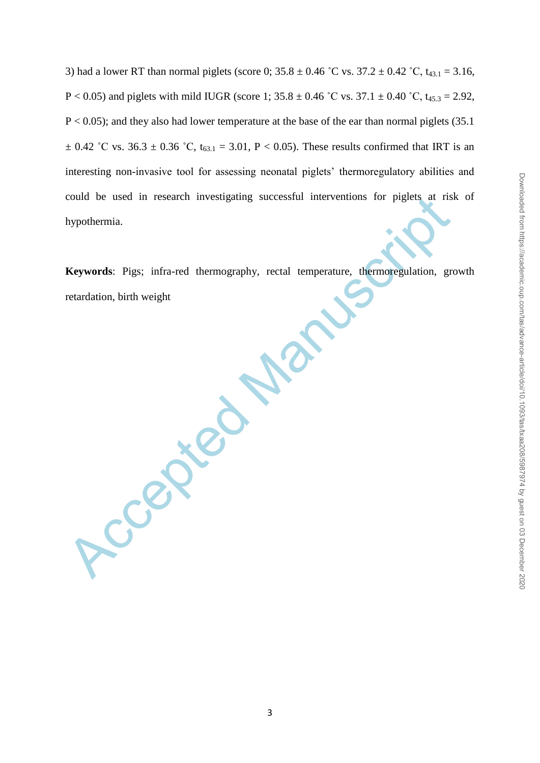3) had a lower RT than normal piglets (score 0; 35.8 ± 0.46 ˚C vs. 37.2 ± 0.42 ˚C, $t_{43.1}$ = 3.16, $P < 0.05$) and piglets with mild IUGR (score 1; 35.8 ± 0.46 ˚C vs. 37.1 ± 0.40 ˚C, $t_{45.3}$ = 2.92, $P < 0.05$); and they also had lower temperature at the base of the ear than normal piglets (35.1 ± 0.42 ˚C vs. 36.3 ± 0.36 ˚C, $t_{63.1}$ = 3.01, $P < 0.05$). These results confirmed that IRT is an interesting non-invasive tool for assessing neonatal piglets' thermoregulatory abilities and could be used in research investigating successful interventions for piglets at risk of hypothermia.

**Keywords**: Pigs; infra-red thermography, rectal temperature, thermoregulation, growth retardation, birth weight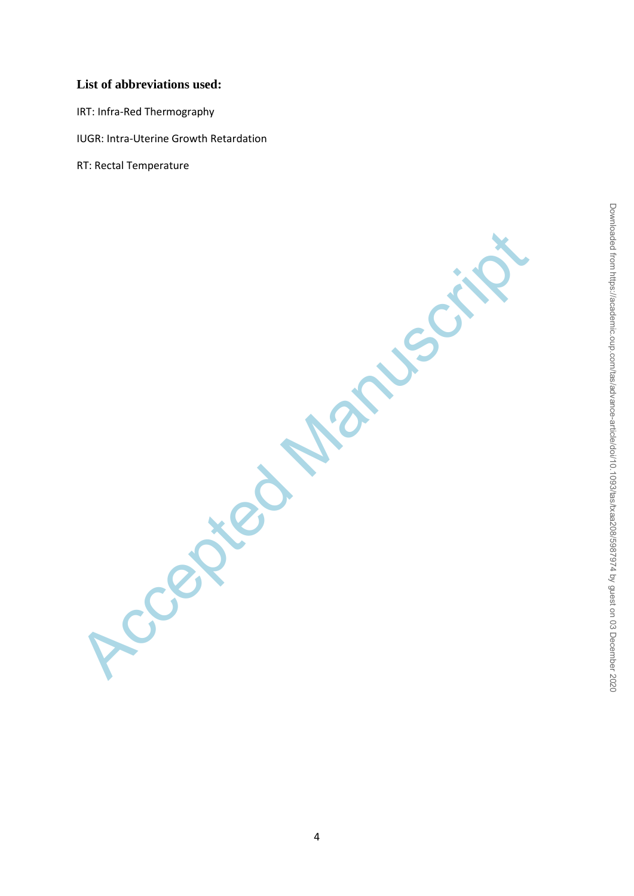## List of abbreviations used:

IRT: Infra-Red Thermography

IUGR: Intra-Uterine Growth Retardation

RT: Rectal Temperature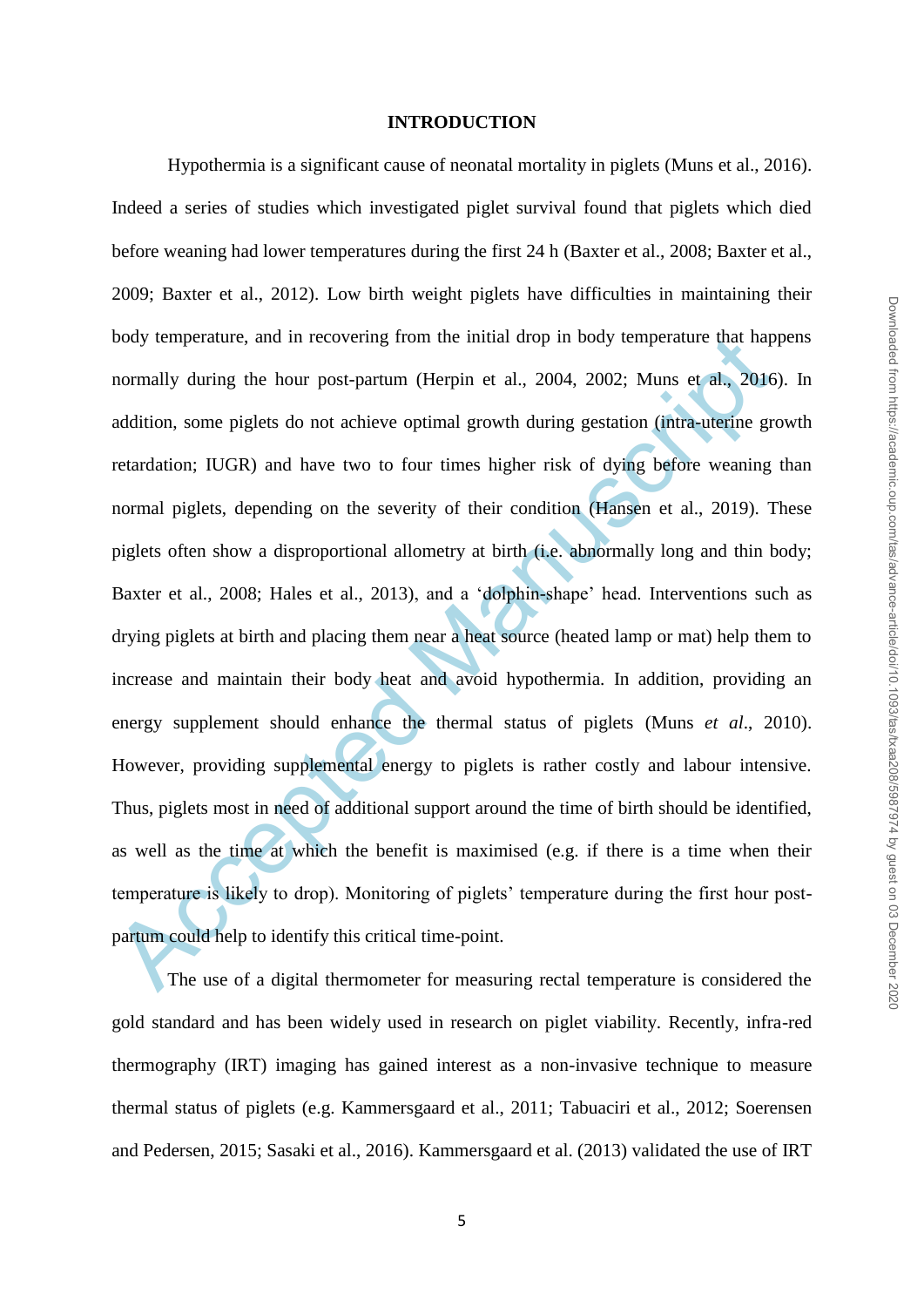## INTRODUCTION

Hypothermia is a significant cause of neonatal mortality in piglets (Muns et al., 2016). Indeed a series of studies which investigated piglet survival found that piglets which died before weaning had lower temperatures during the first 24 h (Baxter et al., 2008; Baxter et al., 2009; Baxter et al., 2012). Low birth weight piglets have difficulties in maintaining their body temperature, and in recovering from the initial drop in body temperature that happens normally during the hour post-partum (Herpin et al., 2004, 2002; Muns et al., 2016). In addition, some piglets do not achieve optimal growth during gestation (intra-uterine growth retardation; IUGR) and have two to four times higher risk of dying before weaning than normal piglets, depending on the severity of their condition (Hansen et al., 2019). These piglets often show a disproportional allometry at birth (i.e. abnormally long and thin body; Baxter et al., 2008; Hales et al., 2013), and a 'dolphin-shape' head. Interventions such as drying piglets at birth and placing them near a heat source (heated lamp or mat) help them to increase and maintain their body heat and avoid hypothermia. In addition, providing an energy supplement should enhance the thermal status of piglets (Muns *et al*., 2010). However, providing supplemental energy to piglets is rather costly and labour intensive. Thus, piglets most in need of additional support around the time of birth should be identified, as well as the time at which the benefit is maximised (e.g. if there is a time when their temperature is likely to drop). Monitoring of piglets' temperature during the first hour post-partum could help to identify this critical time-point.

The use of a digital thermometer for measuring rectal temperature is considered the gold standard and has been widely used in research on piglet viability. Recently, infra-red thermography (IRT) imaging has gained interest as a non-invasive technique to measure thermal status of piglets (e.g. Kammersgaard et al., 2011; Tabuaciri et al., 2012; Soerensen and Pedersen, 2015; Sasaki et al., 2016). Kammersgaard et al. (2013) validated the use of IRT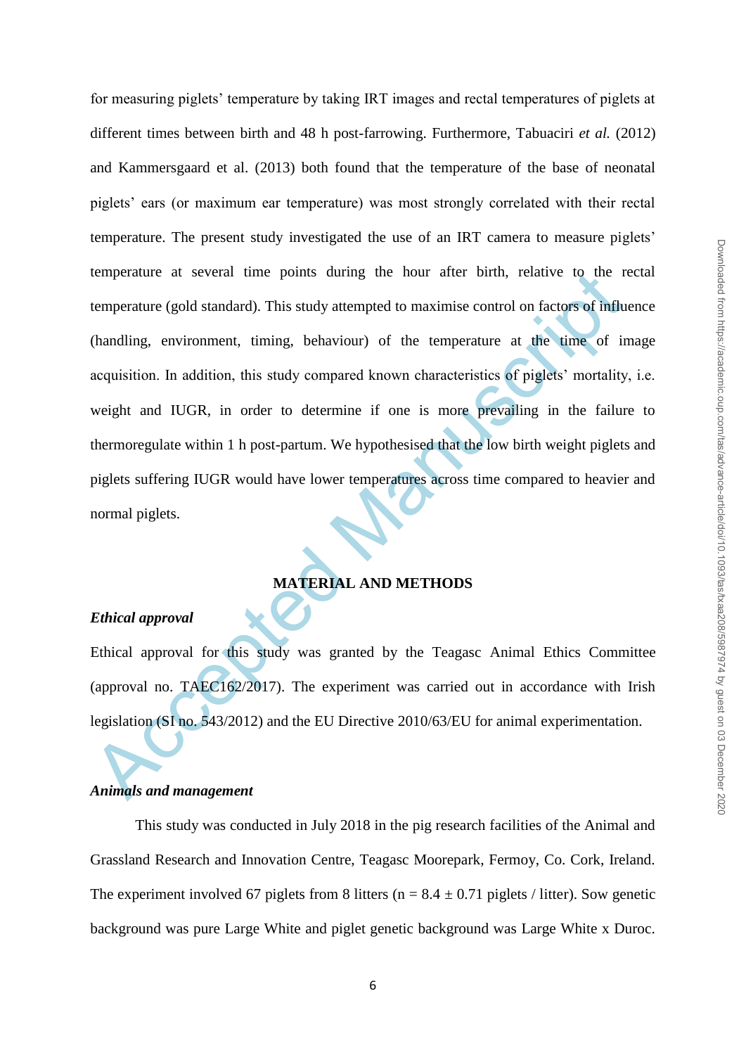for measuring piglets' temperature by taking IRT images and rectal temperatures of piglets at different times between birth and 48 h post-farrowing. Furthermore, Tabuaciri *et al.* (2012) and Kammersgaard et al. (2013) both found that the temperature of the base of neonatal piglets' ears (or maximum ear temperature) was most strongly correlated with their rectal temperature. The present study investigated the use of an IRT camera to measure piglets' temperature at several time points during the hour after birth, relative to the rectal temperature (gold standard). This study attempted to maximise control on factors of influence (handling, environment, timing, behaviour) of the temperature at the time of image acquisition. In addition, this study compared known characteristics of piglets' mortality, i.e. weight and IUGR, in order to determine if one is more prevailing in the failure to thermoregulate within 1 h post-partum. We hypothesised that the low birth weight piglets and piglets suffering IUGR would have lower temperatures across time compared to heavier and normal piglets.

## MATERIAL AND METHODS

### *Ethical approval*

Ethical approval for this study was granted by the Teagasc Animal Ethics Committee (approval no. TAEC162/2017). The experiment was carried out in accordance with Irish legislation (SI no. 543/2012) and the EU Directive 2010/63/EU for animal experimentation.

### *Animals and management*

This study was conducted in July 2018 in the pig research facilities of the Animal and Grassland Research and Innovation Centre, Teagasc Moorepark, Fermoy, Co. Cork, Ireland. The experiment involved 67 piglets from 8 litters (n = 8.4 ± 0.71 piglets / litter). Sow genetic background was pure Large White and piglet genetic background was Large White x Duroc.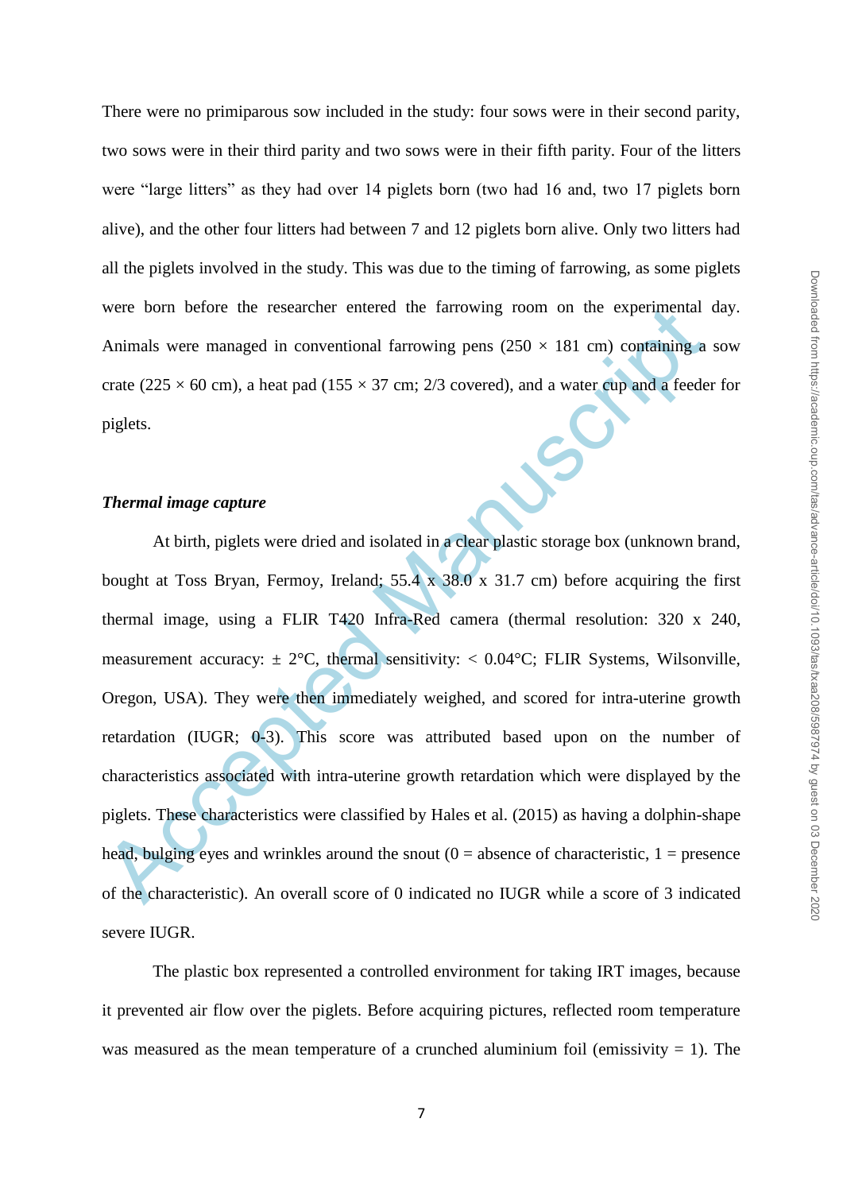There were no primiparous sow included in the study: four sows were in their second parity, two sows were in their third parity and two sows were in their fifth parity. Four of the litters were "large litters" as they had over 14 piglets born (two had 16 and, two 17 piglets born alive), and the other four litters had between 7 and 12 piglets born alive. Only two litters had all the piglets involved in the study. This was due to the timing of farrowing, as some piglets were born before the researcher entered the farrowing room on the experimental day. Animals were managed in conventional farrowing pens (250 × 181 cm) containing a sow crate (225 × 60 cm), a heat pad (155 × 37 cm; 2/3 covered), and a water cup and a feeder for piglets.

***Thermal image capture***

At birth, piglets were dried and isolated in a clear plastic storage box (unknown brand, bought at Toss Bryan, Fermoy, Ireland; 55.4 x 38.0 x 31.7 cm) before acquiring the first thermal image, using a FLIR T420 Infra-Red camera (thermal resolution: 320 x 240, measurement accuracy: ± 2°C, thermal sensitivity: < 0.04°C; FLIR Systems, Wilsonville, Oregon, USA). They were then immediately weighed, and scored for intra-uterine growth retardation (IUGR; 0-3). This score was attributed based upon on the number of characteristics associated with intra-uterine growth retardation which were displayed by the piglets. These characteristics were classified by Hales et al. (2015) as having a dolphin-shape head, bulging eyes and wrinkles around the snout (0 = absence of characteristic, 1 = presence of the characteristic). An overall score of 0 indicated no IUGR while a score of 3 indicated severe IUGR.

The plastic box represented a controlled environment for taking IRT images, because it prevented air flow over the piglets. Before acquiring pictures, reflected room temperature was measured as the mean temperature of a crunched aluminium foil (emissivity = 1). The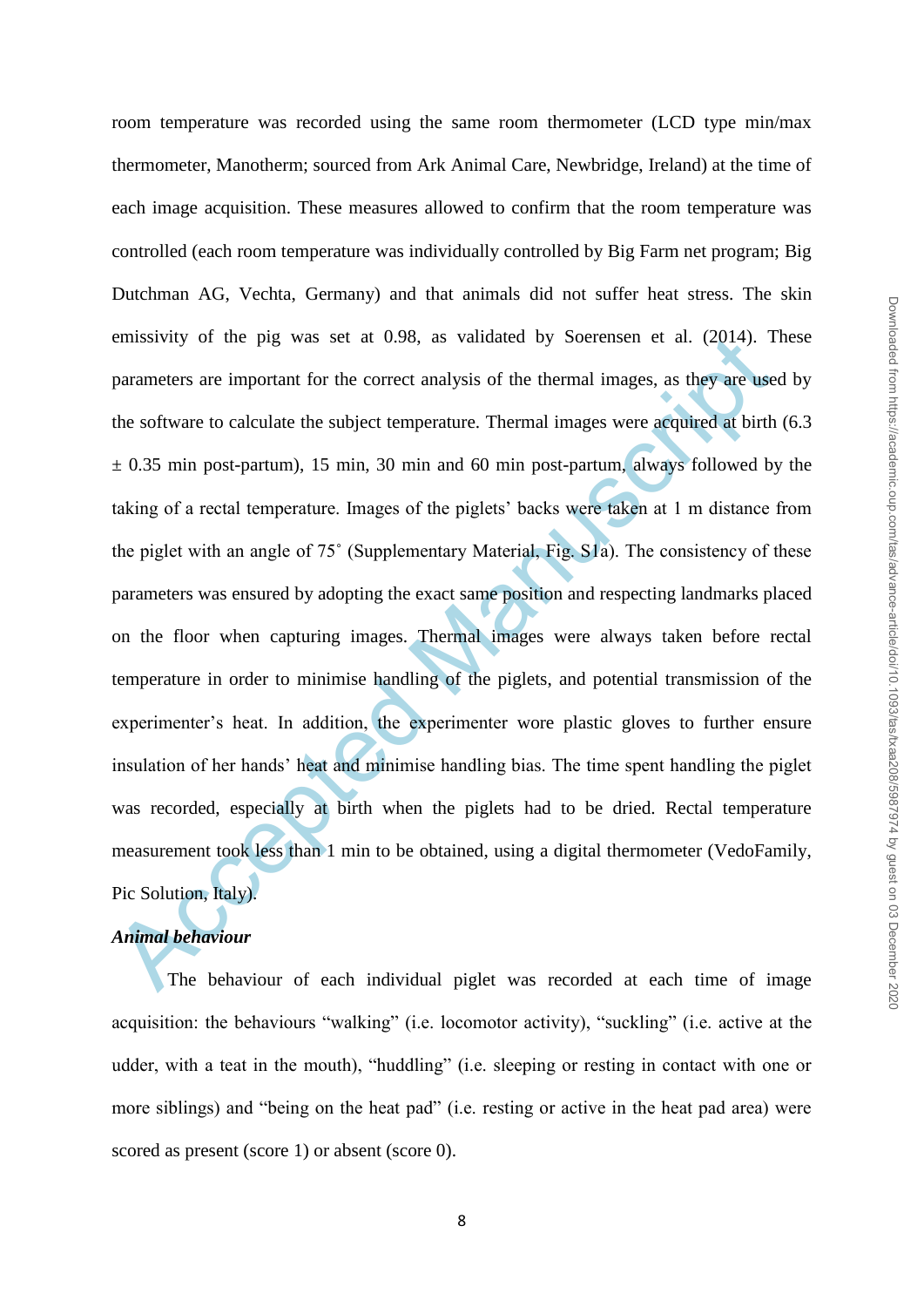room temperature was recorded using the same room thermometer (LCD type min/max thermometer, Manotherm; sourced from Ark Animal Care, Newbridge, Ireland) at the time of each image acquisition. These measures allowed to confirm that the room temperature was controlled (each room temperature was individually controlled by Big Farm net program; Big Dutchman AG, Vechta, Germany) and that animals did not suffer heat stress. The skin emissivity of the pig was set at 0.98, as validated by Soerensen et al. (2014). These parameters are important for the correct analysis of the thermal images, as they are used by the software to calculate the subject temperature. Thermal images were acquired at birth (6.3 ± 0.35 min post-partum), 15 min, 30 min and 60 min post-partum, always followed by the taking of a rectal temperature. Images of the piglets' backs were taken at 1 m distance from the piglet with an angle of 75˚ (Supplementary Material, Fig. S1a). The consistency of these parameters was ensured by adopting the exact same position and respecting landmarks placed on the floor when capturing images. Thermal images were always taken before rectal temperature in order to minimise handling of the piglets, and potential transmission of the experimenter's heat. In addition, the experimenter wore plastic gloves to further ensure insulation of her hands' heat and minimise handling bias. The time spent handling the piglet was recorded, especially at birth when the piglets had to be dried. Rectal temperature measurement took less than 1 min to be obtained, using a digital thermometer (VedoFamily, Pic Solution, Italy).

***Animal behaviour***

The behaviour of each individual piglet was recorded at each time of image acquisition: the behaviours "walking" (i.e. locomotor activity), "suckling" (i.e. active at the udder, with a teat in the mouth), "huddling" (i.e. sleeping or resting in contact with one or more siblings) and "being on the heat pad" (i.e. resting or active in the heat pad area) were scored as present (score 1) or absent (score 0).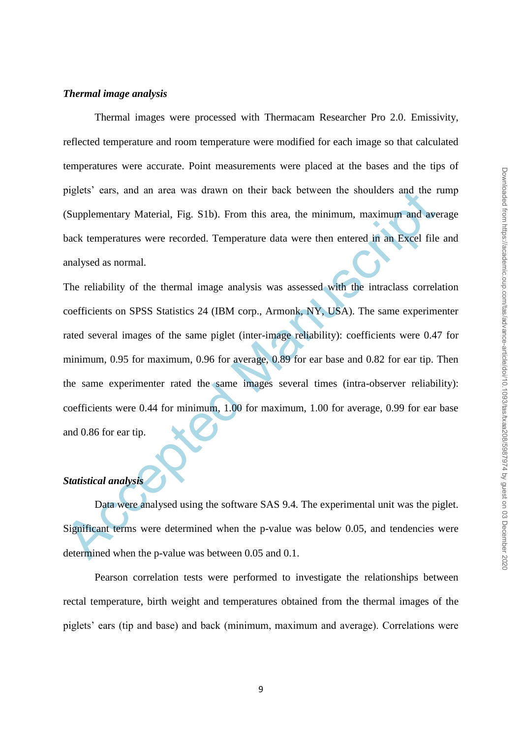### *Thermal image analysis*

Thermal images were processed with Thermacam Researcher Pro 2.0. Emissivity, reflected temperature and room temperature were modified for each image so that calculated temperatures were accurate. Point measurements were placed at the bases and the tips of piglets' ears, and an area was drawn on their back between the shoulders and the rump (Supplementary Material, Fig. S1b). From this area, the minimum, maximum and average back temperatures were recorded. Temperature data were then entered in an Excel file and analysed as normal.

The reliability of the thermal image analysis was assessed with the intraclass correlation coefficients on SPSS Statistics 24 (IBM corp., Armonk, NY, USA). The same experimenter rated several images of the same piglet (inter-image reliability): coefficients were 0.47 for minimum, 0.95 for maximum, 0.96 for average, 0.89 for ear base and 0.82 for ear tip. Then the same experimenter rated the same images several times (intra-observer reliability): coefficients were 0.44 for minimum, 1.00 for maximum, 1.00 for average, 0.99 for ear base and 0.86 for ear tip.

### *Statistical analysis*

Data were analysed using the software SAS 9.4. The experimental unit was the piglet. Significant terms were determined when the p-value was below 0.05, and tendencies were determined when the p-value was between 0.05 and 0.1.

Pearson correlation tests were performed to investigate the relationships between rectal temperature, birth weight and temperatures obtained from the thermal images of the piglets' ears (tip and base) and back (minimum, maximum and average). Correlations were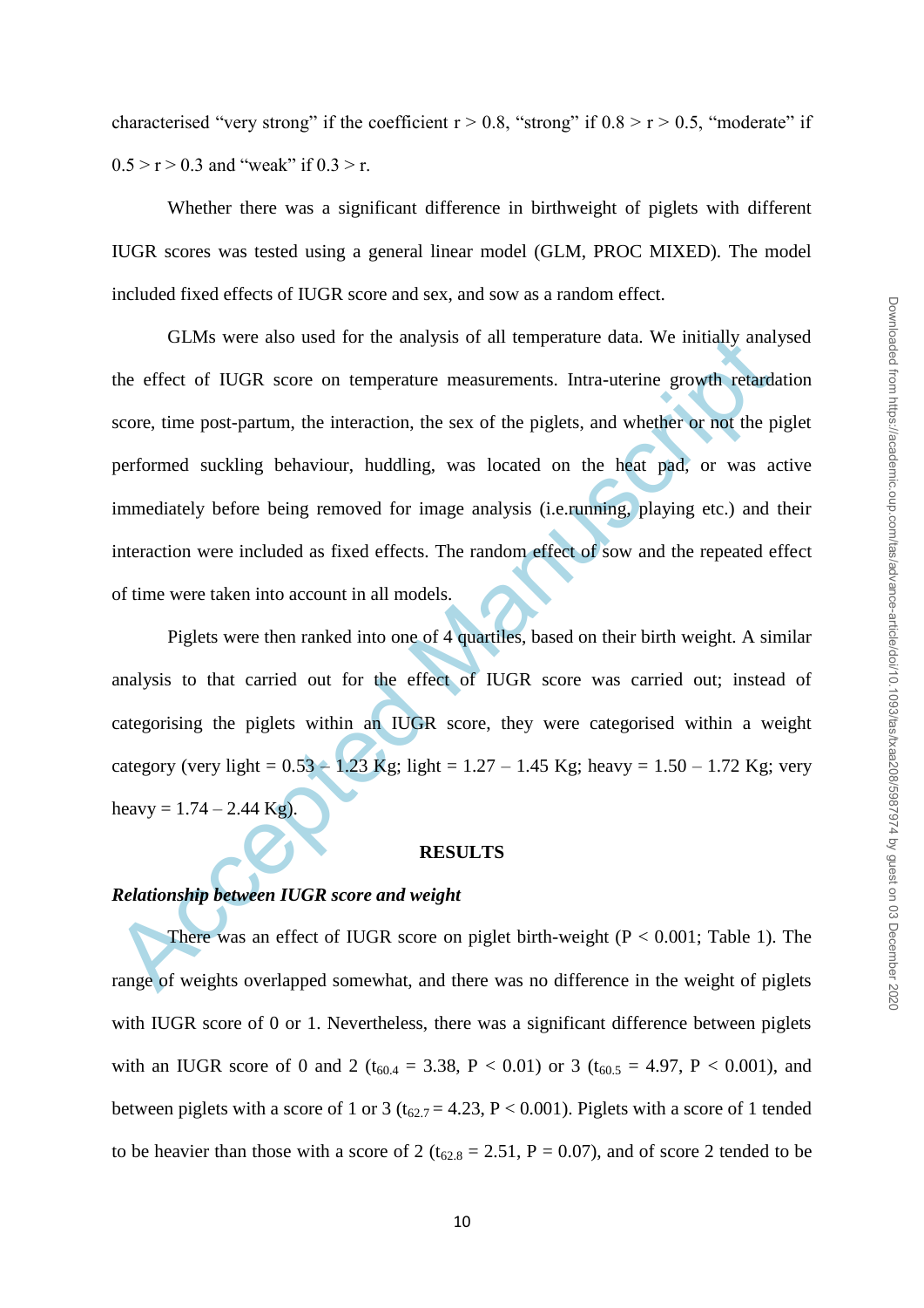characterised "very strong" if the coefficient $r > 0.8$, "strong" if $0.8 > r > 0.5$, "moderate" if $0.5 > r > 0.3$ and "weak" if $0.3 > r$.

Whether there was a significant difference in birthweight of piglets with different IUGR scores was tested using a general linear model (GLM, PROC MIXED). The model included fixed effects of IUGR score and sex, and sow as a random effect.

GLMs were also used for the analysis of all temperature data. We initially analysed the effect of IUGR score on temperature measurements. Intra-uterine growth retardation score, time post-partum, the interaction, the sex of the piglets, and whether or not the piglet performed suckling behaviour, huddling, was located on the heat pad, or was active immediately before being removed for image analysis (i.e.running, playing etc.) and their interaction were included as fixed effects. The random effect of sow and the repeated effect of time were taken into account in all models.

Piglets were then ranked into one of 4 quartiles, based on their birth weight. A similar analysis to that carried out for the effect of IUGR score was carried out; instead of categorising the piglets within an IUGR score, they were categorised within a weight category (very light = 0.53 – 1.23 Kg; light = 1.27 – 1.45 Kg; heavy = 1.50 – 1.72 Kg; very heavy = 1.74 – 2.44 Kg).

## RESULTS

### *Relationship between IUGR score and weight*

There was an effect of IUGR score on piglet birth-weight ($P < 0.001$; Table 1). The range of weights overlapped somewhat, and there was no difference in the weight of piglets with IUGR score of 0 or 1. Nevertheless, there was a significant difference between piglets with an IUGR score of 0 and 2 ($t_{60.4} = 3.38$, $P < 0.01$) or 3 ($t_{60.5} = 4.97$, $P < 0.001$), and between piglets with a score of 1 or 3 ($t_{62.7} = 4.23$, $P < 0.001$). Piglets with a score of 1 tended to be heavier than those with a score of 2 ($t_{62.8} = 2.51$, $P = 0.07$), and of score 2 tended to be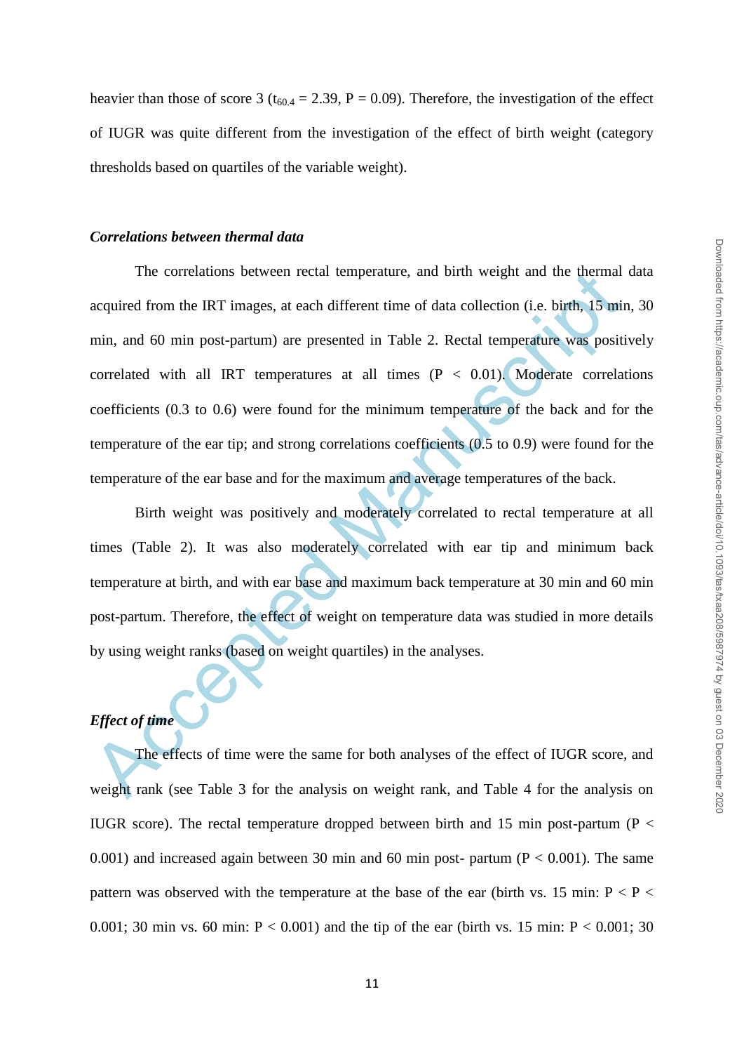heavier than those of score 3 ($t_{60.4} = 2.39$, $P = 0.09$). Therefore, the investigation of the effect of IUGR was quite different from the investigation of the effect of birth weight (category thresholds based on quartiles of the variable weight).

### *Correlations between thermal data*

The correlations between rectal temperature, and birth weight and the thermal data acquired from the IRT images, at each different time of data collection (i.e. birth, 15 min, 30 min, and 60 min post-partum) are presented in Table 2. Rectal temperature was positively correlated with all IRT temperatures at all times ($P < 0.01$). Moderate correlations coefficients (0.3 to 0.6) were found for the minimum temperature of the back and for the temperature of the ear tip; and strong correlations coefficients (0.5 to 0.9) were found for the temperature of the ear base and for the maximum and average temperatures of the back.

Birth weight was positively and moderately correlated to rectal temperature at all times (Table 2). It was also moderately correlated with ear tip and minimum back temperature at birth, and with ear base and maximum back temperature at 30 min and 60 min post-partum. Therefore, the effect of weight on temperature data was studied in more details by using weight ranks (based on weight quartiles) in the analyses.

### *Effect of time*

The effects of time were the same for both analyses of the effect of IUGR score, and weight rank (see Table 3 for the analysis on weight rank, and Table 4 for the analysis on IUGR score). The rectal temperature dropped between birth and 15 min post-partum ($P < 0.001$) and increased again between 30 min and 60 min post- partum ($P < 0.001$). The same pattern was observed with the temperature at the base of the ear (birth vs. 15 min: $P < P < 0.001$; 30 min vs. 60 min: $P < 0.001$) and the tip of the ear (birth vs. 15 min: $P < 0.001$; 30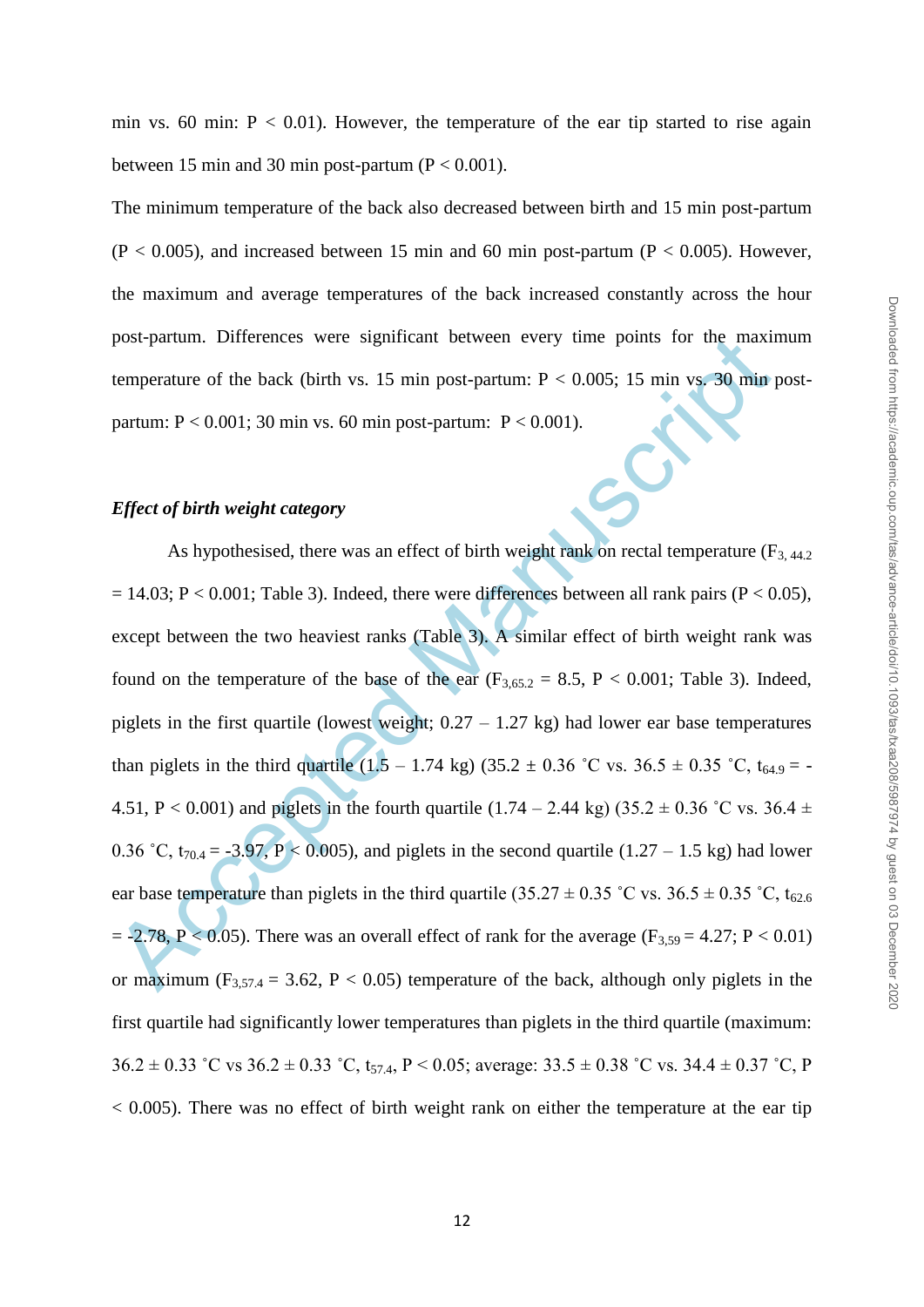min vs. 60 min: $P < 0.01$). However, the temperature of the ear tip started to rise again between 15 min and 30 min post-partum ($P < 0.001$).

The minimum temperature of the back also decreased between birth and 15 min post-partum ($P < 0.005$), and increased between 15 min and 60 min post-partum ($P < 0.005$). However, the maximum and average temperatures of the back increased constantly across the hour post-partum. Differences were significant between every time points for the maximum temperature of the back (birth vs. 15 min post-partum: $P < 0.005$; 15 min vs. 30 min post-partum: $P < 0.001$; 30 min vs. 60 min post-partum: $P < 0.001$).

### *Effect of birth weight category*

As hypothesised, there was an effect of birth weight rank on rectal temperature ($F_{3, 44.2} = 14.03$; $P < 0.001$; Table 3). Indeed, there were differences between all rank pairs ($P < 0.05$), except between the two heaviest ranks (Table 3). A similar effect of birth weight rank was found on the temperature of the base of the ear ($F_{3,65.2} = 8.5$, $P < 0.001$; Table 3). Indeed, piglets in the first quartile (lowest weight; 0.27 – 1.27 kg) had lower ear base temperatures than piglets in the third quartile (1.5 – 1.74 kg) (35.2 ± 0.36 ˚C vs. 36.5 ± 0.35 ˚C, $t_{64.9} = -4.51$, $P < 0.001$) and piglets in the fourth quartile (1.74 – 2.44 kg) (35.2 ± 0.36 ˚C vs. 36.4 ± 0.36 ˚C, $t_{70.4} = -3.97$, $P < 0.005$), and piglets in the second quartile (1.27 – 1.5 kg) had lower ear base temperature than piglets in the third quartile (35.27 ± 0.35 ˚C vs. 36.5 ± 0.35 ˚C, $t_{62.6} = -2.78$, $P < 0.05$). There was an overall effect of rank for the average ($F_{3,59} = 4.27$; $P < 0.01$) or maximum ($F_{3,57.4} = 3.62$, $P < 0.05$) temperature of the back, although only piglets in the first quartile had significantly lower temperatures than piglets in the third quartile (maximum: 36.2 ± 0.33 ˚C vs 36.2 ± 0.33 ˚C, $t_{57.4}$, $P < 0.05$; average: 33.5 ± 0.38 ˚C vs. 34.4 ± 0.37 ˚C, $P < 0.005$). There was no effect of birth weight rank on either the temperature at the ear tip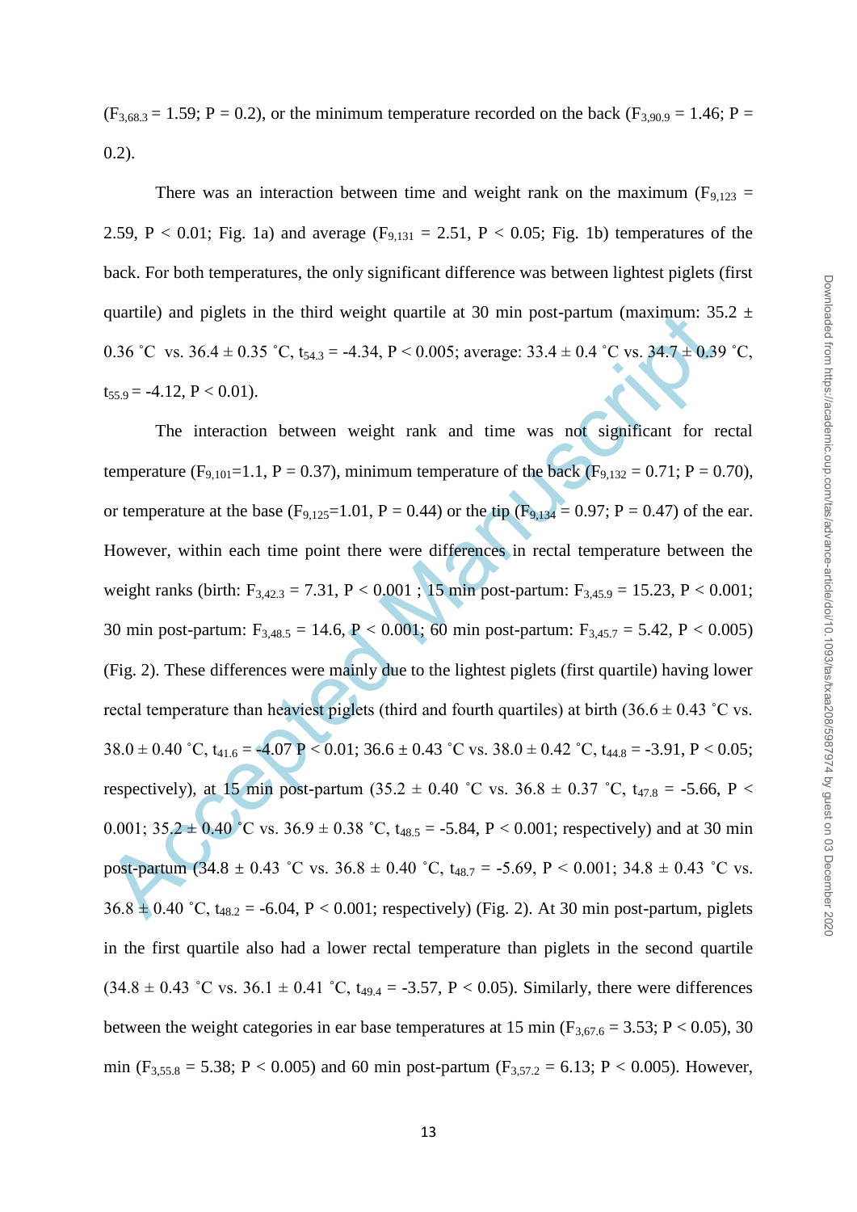($F_{3,68.3} = 1.59$; $P = 0.2$), or the minimum temperature recorded on the back ($F_{3,90.9} = 1.46$; $P = 0.2$).

There was an interaction between time and weight rank on the maximum ($F_{9,123} = 2.59$, $P < 0.01$; Fig. 1a) and average ($F_{9,131} = 2.51$, $P < 0.05$; Fig. 1b) temperatures of the back. For both temperatures, the only significant difference was between lightest piglets (first quartile) and piglets in the third weight quartile at 30 min post-partum (maximum: 35.2 ± 0.36 ˚C vs. 36.4 ± 0.35 ˚C, $t_{54.3} = -4.34$, $P < 0.005$; average: 33.4 ± 0.4 ˚C vs. 34.7 ± 0.39 ˚C, $t_{55.9} = -4.12$, $P < 0.01$).

The interaction between weight rank and time was not significant for rectal temperature ($F_{9,101}=1.1$, $P = 0.37$), minimum temperature of the back ($F_{9,132} = 0.71$; $P = 0.70$), or temperature at the base ($F_{9,125}=1.01$, $P = 0.44$) or the tip ($F_{9,134} = 0.97$; $P = 0.47$) of the ear. However, within each time point there were differences in rectal temperature between the weight ranks (birth: $F_{3,42.3} = 7.31$, $P < 0.001$ ; 15 min post-partum: $F_{3,45.9} = 15.23$, $P < 0.001$; 30 min post-partum: $F_{3,48.5} = 14.6$, $P < 0.001$; 60 min post-partum: $F_{3,45.7} = 5.42$, $P < 0.005$) (Fig. 2). These differences were mainly due to the lightest piglets (first quartile) having lower rectal temperature than heaviest piglets (third and fourth quartiles) at birth (36.6 ± 0.43 ˚C vs. 38.0 ± 0.40 ˚C, $t_{41.6} = -4.07$ $P < 0.01$; 36.6 ± 0.43 ˚C vs. 38.0 ± 0.42 ˚C, $t_{44.8} = -3.91$, $P < 0.05$; respectively), at 15 min post-partum (35.2 ± 0.40 ˚C vs. 36.8 ± 0.37 ˚C, $t_{47.8} = -5.66$, $P < 0.001$; 35.2 ± 0.40 ˚C vs. 36.9 ± 0.38 ˚C, $t_{48.5} = -5.84$, $P < 0.001$; respectively) and at 30 min post-partum (34.8 ± 0.43 ˚C vs. 36.8 ± 0.40 ˚C, $t_{48.7} = -5.69$, $P < 0.001$; 34.8 ± 0.43 ˚C vs. 36.8 ± 0.40 ˚C, $t_{48.2} = -6.04$, $P < 0.001$; respectively) (Fig. 2). At 30 min post-partum, piglets in the first quartile also had a lower rectal temperature than piglets in the second quartile (34.8 ± 0.43 ˚C vs. 36.1 ± 0.41 ˚C, $t_{49.4} = -3.57$, $P < 0.05$). Similarly, there were differences between the weight categories in ear base temperatures at 15 min ($F_{3,67.6} = 3.53$; $P < 0.05$), 30 min ($F_{3,55.8} = 5.38$; $P < 0.005$) and 60 min post-partum ($F_{3,57.2} = 6.13$; $P < 0.005$). However,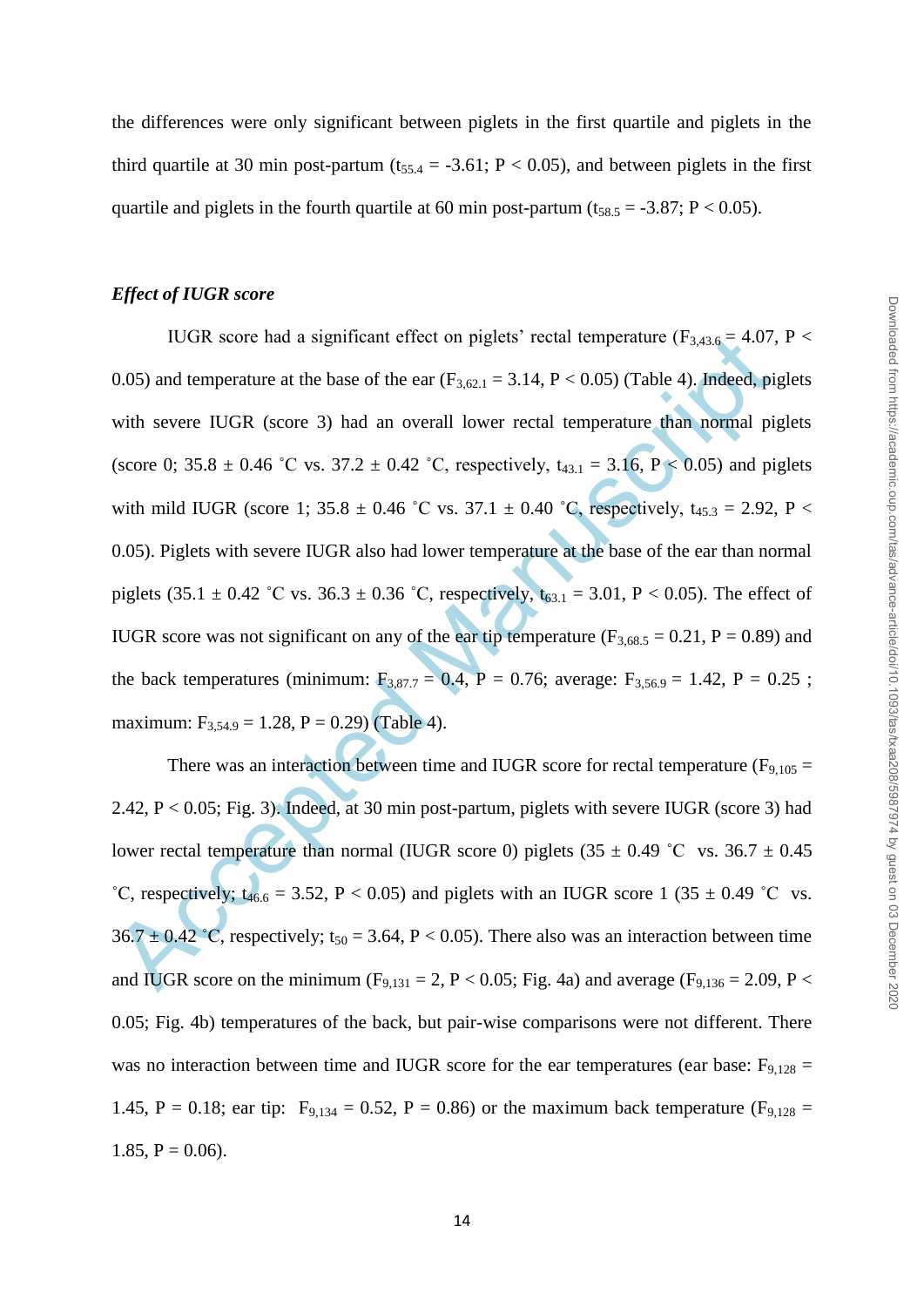the differences were only significant between piglets in the first quartile and piglets in the third quartile at 30 min post-partum ($t_{55.4} = -3.61$; $P < 0.05$), and between piglets in the first quartile and piglets in the fourth quartile at 60 min post-partum ($t_{58.5} = -3.87$; $P < 0.05$).

### *Effect of IUGR score*

IUGR score had a significant effect on piglets' rectal temperature ($F_{3,43.6} = 4.07$, $P < 0.05$) and temperature at the base of the ear ($F_{3,62.1} = 3.14$, $P < 0.05$) (Table 4). Indeed, piglets with severe IUGR (score 3) had an overall lower rectal temperature than normal piglets (score 0; 35.8 ± 0.46 ˚C vs. 37.2 ± 0.42 ˚C, respectively, $t_{43.1} = 3.16$, $P < 0.05$) and piglets with mild IUGR (score 1; 35.8 ± 0.46 ˚C vs. 37.1 ± 0.40 ˚C, respectively, $t_{45.3} = 2.92$, $P < 0.05$). Piglets with severe IUGR also had lower temperature at the base of the ear than normal piglets (35.1 ± 0.42 ˚C vs. 36.3 ± 0.36 ˚C, respectively, $t_{63.1} = 3.01$, $P < 0.05$). The effect of IUGR score was not significant on any of the ear tip temperature ($F_{3,68.5} = 0.21$, $P = 0.89$) and the back temperatures (minimum: $F_{3,87.7} = 0.4$, $P = 0.76$; average: $F_{3,56.9} = 1.42$, $P = 0.25$ ; maximum: $F_{3,54.9} = 1.28$, $P = 0.29$) (Table 4).

There was an interaction between time and IUGR score for rectal temperature ($F_{9,105} = 2.42$, $P < 0.05$; Fig. 3). Indeed, at 30 min post-partum, piglets with severe IUGR (score 3) had lower rectal temperature than normal (IUGR score 0) piglets (35 ± 0.49 ˚C vs. 36.7 ± 0.45 ˚C, respectively; $t_{46.6} = 3.52$, $P < 0.05$) and piglets with an IUGR score 1 (35 ± 0.49 ˚C vs. 36.7 ± 0.42 ˚C, respectively; $t_{50} = 3.64$, $P < 0.05$). There also was an interaction between time and IUGR score on the minimum ($F_{9,131} = 2$, $P < 0.05$; Fig. 4a) and average ($F_{9,136} = 2.09$, $P < 0.05$; Fig. 4b) temperatures of the back, but pair-wise comparisons were not different. There was no interaction between time and IUGR score for the ear temperatures (ear base: $F_{9,128} = 1.45$, $P = 0.18$; ear tip: $F_{9,134} = 0.52$, $P = 0.86$) or the maximum back temperature ($F_{9,128} = 1.85$, $P = 0.06$).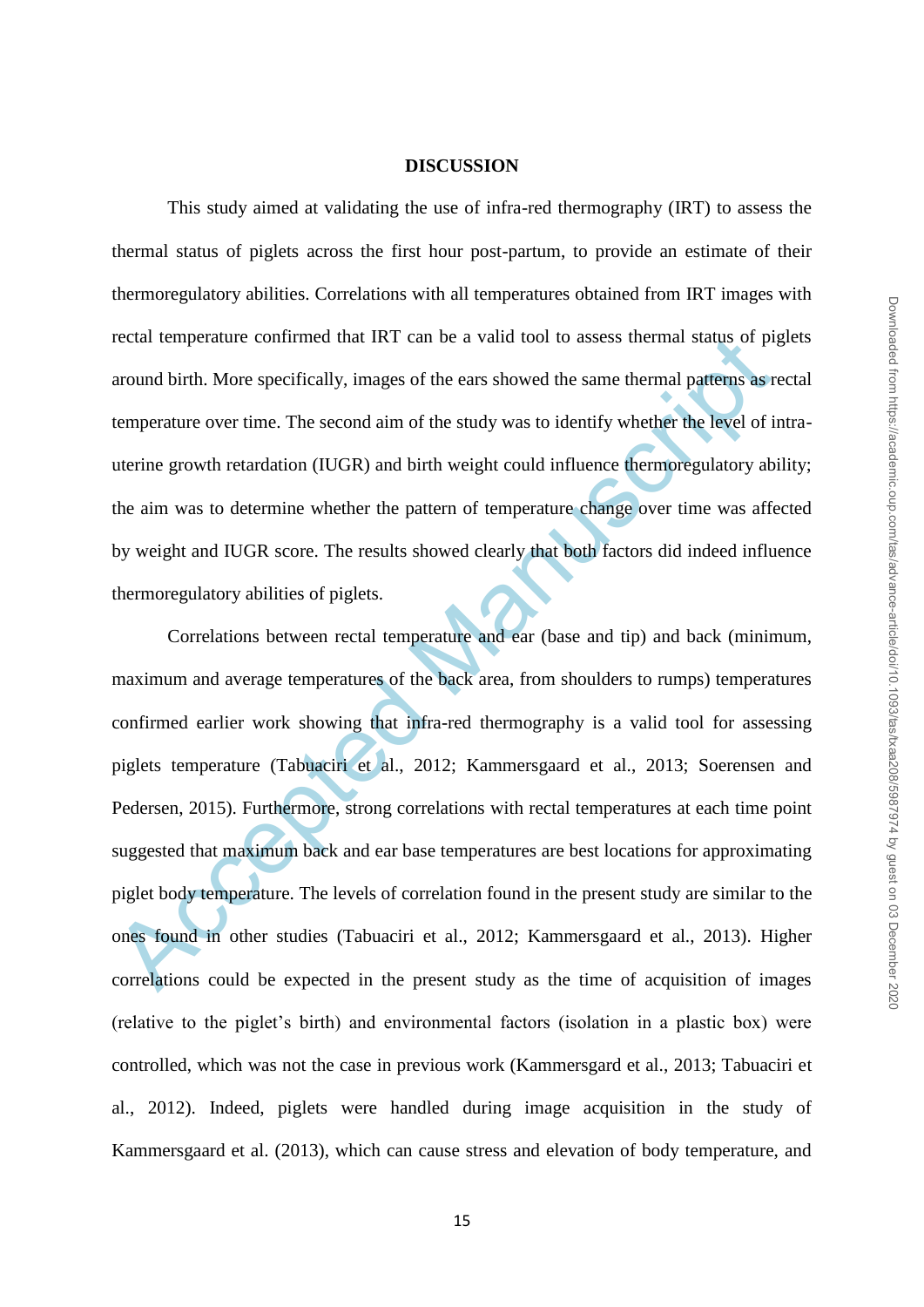# DISCUSSION

This study aimed at validating the use of infra-red thermography (IRT) to assess the thermal status of piglets across the first hour post-partum, to provide an estimate of their thermoregulatory abilities. Correlations with all temperatures obtained from IRT images with rectal temperature confirmed that IRT can be a valid tool to assess thermal status of piglets around birth. More specifically, images of the ears showed the same thermal patterns as rectal temperature over time. The second aim of the study was to identify whether the level of intra-uterine growth retardation (IUGR) and birth weight could influence thermoregulatory ability; the aim was to determine whether the pattern of temperature change over time was affected by weight and IUGR score. The results showed clearly that both factors did indeed influence thermoregulatory abilities of piglets.

Correlations between rectal temperature and ear (base and tip) and back (minimum, maximum and average temperatures of the back area, from shoulders to rumps) temperatures confirmed earlier work showing that infra-red thermography is a valid tool for assessing piglets temperature (Tabuaciri et al., 2012; Kammersgaard et al., 2013; Soerensen and Pedersen, 2015). Furthermore, strong correlations with rectal temperatures at each time point suggested that maximum back and ear base temperatures are best locations for approximating piglet body temperature. The levels of correlation found in the present study are similar to the ones found in other studies (Tabuaciri et al., 2012; Kammersgaard et al., 2013). Higher correlations could be expected in the present study as the time of acquisition of images (relative to the piglet's birth) and environmental factors (isolation in a plastic box) were controlled, which was not the case in previous work (Kammersgard et al., 2013; Tabuaciri et al., 2012). Indeed, piglets were handled during image acquisition in the study of Kammersgaard et al. (2013), which can cause stress and elevation of body temperature, and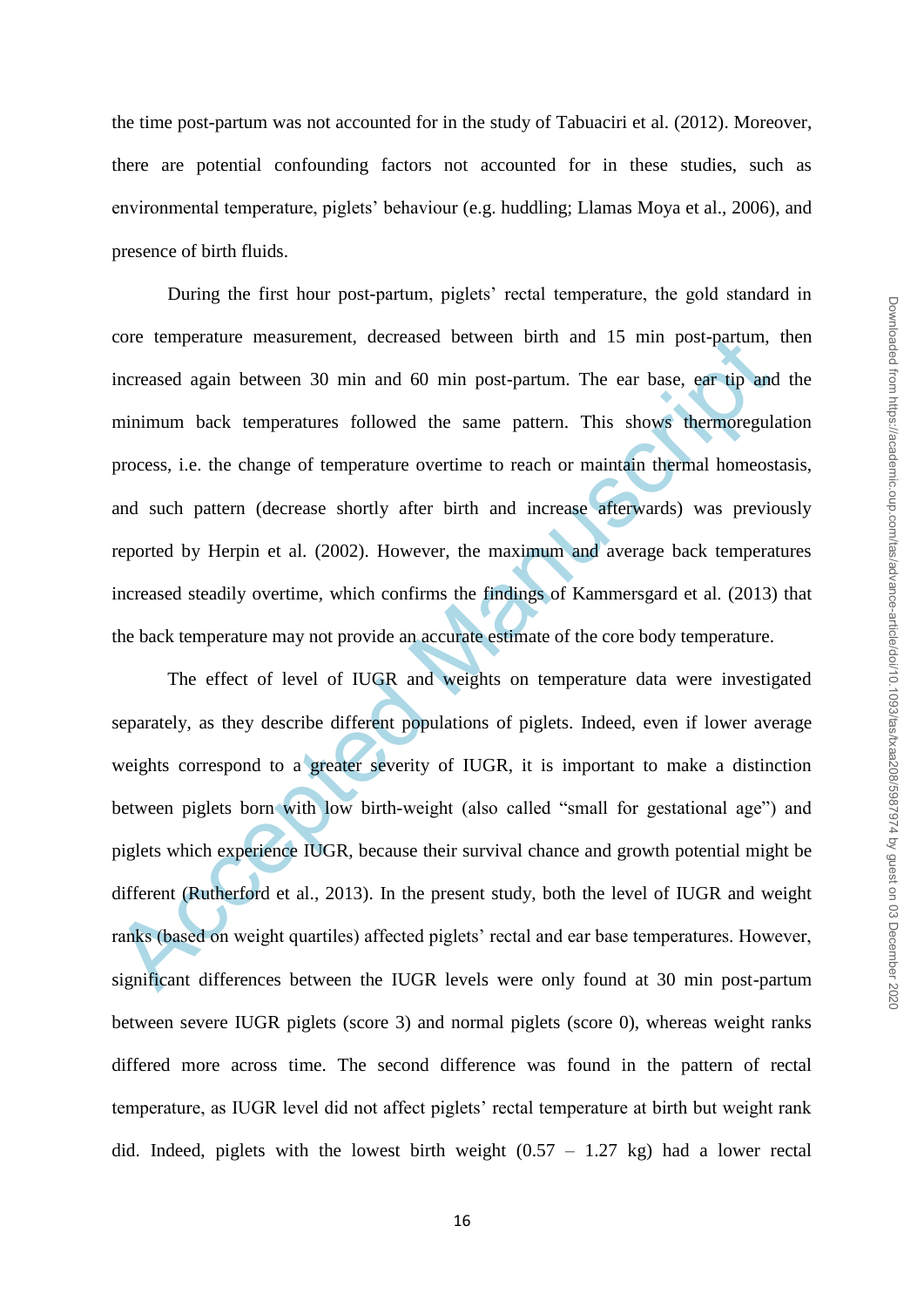the time post-partum was not accounted for in the study of Tabuaciri et al. (2012). Moreover, there are potential confounding factors not accounted for in these studies, such as environmental temperature, piglets' behaviour (e.g. huddling; Llamas Moya et al., 2006), and presence of birth fluids.

During the first hour post-partum, piglets' rectal temperature, the gold standard in core temperature measurement, decreased between birth and 15 min post-partum, then increased again between 30 min and 60 min post-partum. The ear base, ear tip and the minimum back temperatures followed the same pattern. This shows thermoregulation process, i.e. the change of temperature overtime to reach or maintain thermal homeostasis, and such pattern (decrease shortly after birth and increase afterwards) was previously reported by Herpin et al. (2002). However, the maximum and average back temperatures increased steadily overtime, which confirms the findings of Kammersgard et al. (2013) that the back temperature may not provide an accurate estimate of the core body temperature.

The effect of level of IUGR and weights on temperature data were investigated separately, as they describe different populations of piglets. Indeed, even if lower average weights correspond to a greater severity of IUGR, it is important to make a distinction between piglets born with low birth-weight (also called "small for gestational age") and piglets which experience IUGR, because their survival chance and growth potential might be different (Rutherford et al., 2013). In the present study, both the level of IUGR and weight ranks (based on weight quartiles) affected piglets' rectal and ear base temperatures. However, significant differences between the IUGR levels were only found at 30 min post-partum between severe IUGR piglets (score 3) and normal piglets (score 0), whereas weight ranks differed more across time. The second difference was found in the pattern of rectal temperature, as IUGR level did not affect piglets' rectal temperature at birth but weight rank did. Indeed, piglets with the lowest birth weight (0.57 – 1.27 kg) had a lower rectal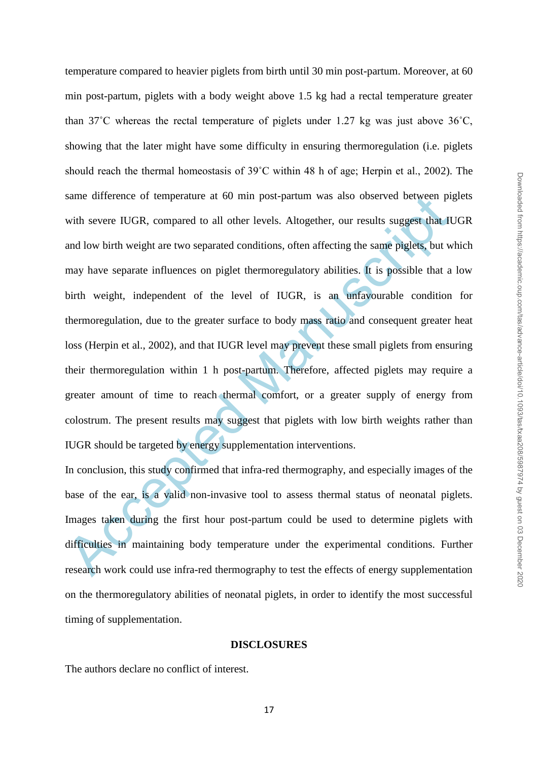temperature compared to heavier piglets from birth until 30 min post-partum. Moreover, at 60 min post-partum, piglets with a body weight above 1.5 kg had a rectal temperature greater than 37˚C whereas the rectal temperature of piglets under 1.27 kg was just above 36˚C, showing that the later might have some difficulty in ensuring thermoregulation (i.e. piglets should reach the thermal homeostasis of 39˚C within 48 h of age; Herpin et al., 2002). The same difference of temperature at 60 min post-partum was also observed between piglets with severe IUGR, compared to all other levels. Altogether, our results suggest that IUGR and low birth weight are two separated conditions, often affecting the same piglets, but which may have separate influences on piglet thermoregulatory abilities. It is possible that a low birth weight, independent of the level of IUGR, is an unfavourable condition for thermoregulation, due to the greater surface to body mass ratio and consequent greater heat loss (Herpin et al., 2002), and that IUGR level may prevent these small piglets from ensuring their thermoregulation within 1 h post-partum. Therefore, affected piglets may require a greater amount of time to reach thermal comfort, or a greater supply of energy from colostrum. The present results may suggest that piglets with low birth weights rather than IUGR should be targeted by energy supplementation interventions.

In conclusion, this study confirmed that infra-red thermography, and especially images of the base of the ear, is a valid non-invasive tool to assess thermal status of neonatal piglets. Images taken during the first hour post-partum could be used to determine piglets with difficulties in maintaining body temperature under the experimental conditions. Further research work could use infra-red thermography to test the effects of energy supplementation on the thermoregulatory abilities of neonatal piglets, in order to identify the most successful timing of supplementation.

## DISCLOSURES

The authors declare no conflict of interest.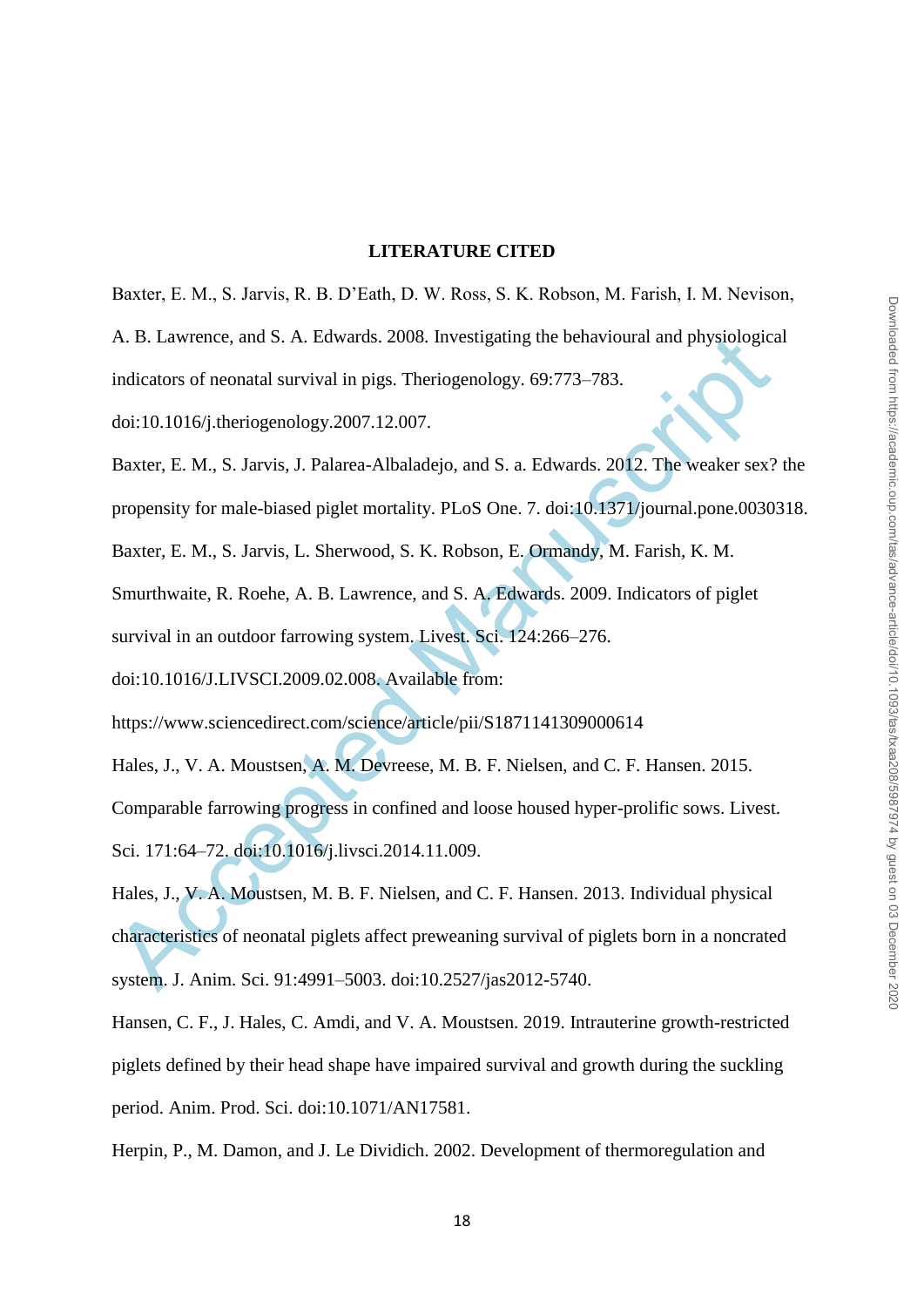**LITERATURE CITED**

Baxter, E. M., S. Jarvis, R. B. D'Eath, D. W. Ross, S. K. Robson, M. Farish, I. M. Nevison, A. B. Lawrence, and S. A. Edwards. 2008. Investigating the behavioural and physiological indicators of neonatal survival in pigs. Theriogenology. 69:773–783. doi:10.1016/j.theriogenology.2007.12.007.

Baxter, E. M., S. Jarvis, J. Palarea-Albaladejo, and S. a. Edwards. 2012. The weaker sex? the propensity for male-biased piglet mortality. PLoS One. 7. doi:10.1371/journal.pone.0030318.

Baxter, E. M., S. Jarvis, L. Sherwood, S. K. Robson, E. Ormandy, M. Farish, K. M. Smurthwaite, R. Roehe, A. B. Lawrence, and S. A. Edwards. 2009. Indicators of piglet survival in an outdoor farrowing system. Livest. Sci. 124:266–276. doi:10.1016/J.LIVSCI.2009.02.008. Available from: https://www.sciencedirect.com/science/article/pii/S1871141309000614

Hales, J., V. A. Moustsen, A. M. Devreese, M. B. F. Nielsen, and C. F. Hansen. 2015. Comparable farrowing progress in confined and loose housed hyper-prolific sows. Livest. Sci. 171:64–72. doi:10.1016/j.livsci.2014.11.009.

Hales, J., V. A. Moustsen, M. B. F. Nielsen, and C. F. Hansen. 2013. Individual physical characteristics of neonatal piglets affect preweaning survival of piglets born in a noncrated system. J. Anim. Sci. 91:4991–5003. doi:10.2527/jas2012-5740.

Hansen, C. F., J. Hales, C. Amdi, and V. A. Moustsen. 2019. Intrauterine growth-restricted piglets defined by their head shape have impaired survival and growth during the suckling period. Anim. Prod. Sci. doi:10.1071/AN17581.

Herpin, P., M. Damon, and J. Le Dividich. 2002. Development of thermoregulation and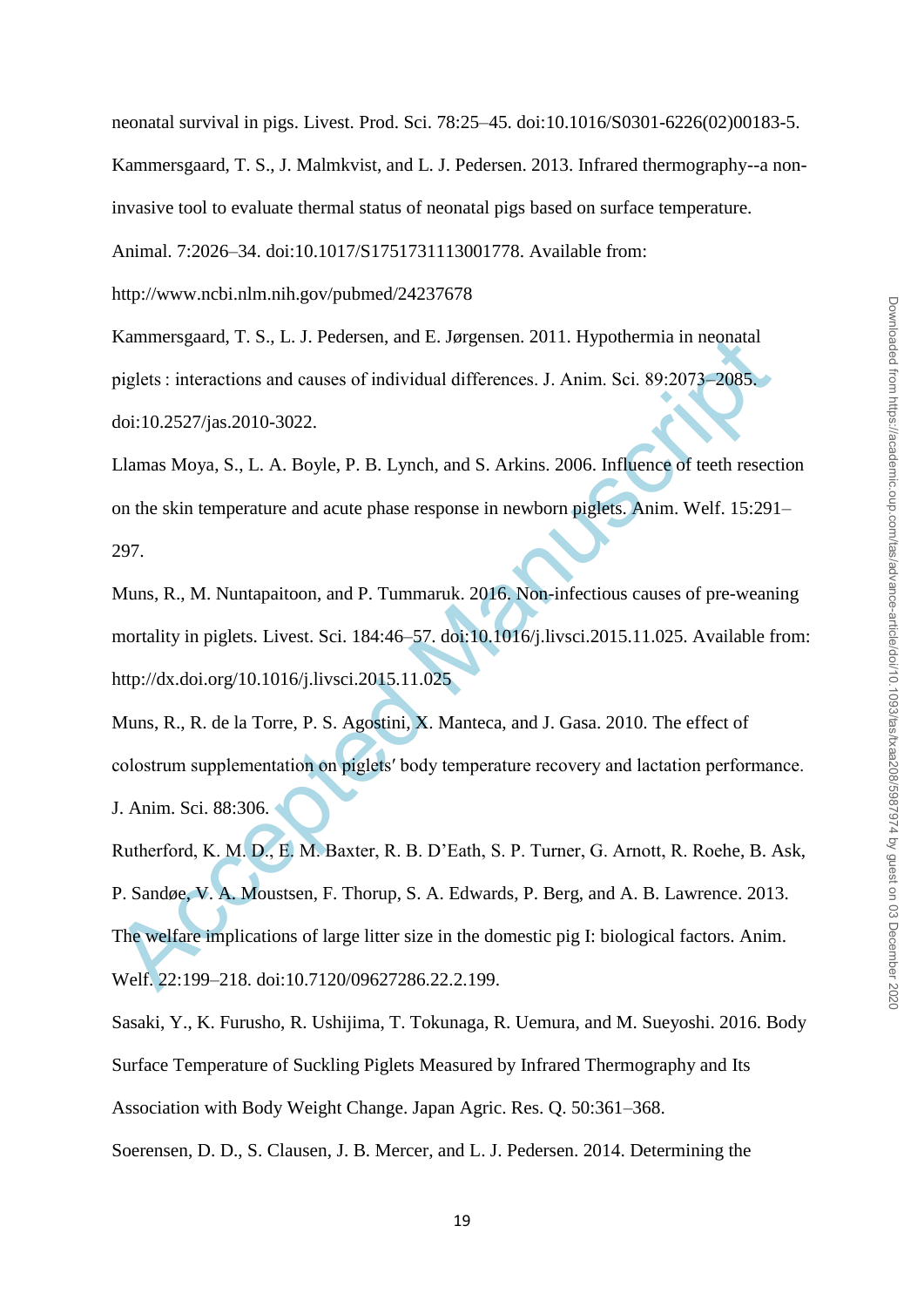neonatal survival in pigs. Livest. Prod. Sci. 78:25–45. doi:10.1016/S0301-6226(02)00183-5.

Kammersgaard, T. S., J. Malmkvist, and L. J. Pedersen. 2013. Infrared thermography--a non-invasive tool to evaluate thermal status of neonatal pigs based on surface temperature. Animal. 7:2026–34. doi:10.1017/S1751731113001778. Available from: http://www.ncbi.nlm.nih.gov/pubmed/24237678

Kammersgaard, T. S., L. J. Pedersen, and E. Jørgensen. 2011. Hypothermia in neonatal piglets : interactions and causes of individual differences. J. Anim. Sci. 89:2073–2085. doi:10.2527/jas.2010-3022.

Llamas Moya, S., L. A. Boyle, P. B. Lynch, and S. Arkins. 2006. Influence of teeth resection on the skin temperature and acute phase response in newborn piglets. Anim. Welf. 15:291–297.

Muns, R., M. Nuntapaitoon, and P. Tummaruk. 2016. Non-infectious causes of pre-weaning mortality in piglets. Livest. Sci. 184:46–57. doi:10.1016/j.livsci.2015.11.025. Available from: http://dx.doi.org/10.1016/j.livsci.2015.11.025

Muns, R., R. de la Torre, P. S. Agostini, X. Manteca, and J. Gasa. 2010. The effect of colostrum supplementation on piglets′ body temperature recovery and lactation performance. J. Anim. Sci. 88:306.

Rutherford, K. M. D., E. M. Baxter, R. B. D'Eath, S. P. Turner, G. Arnott, R. Roehe, B. Ask, P. Sandøe, V. A. Moustsen, F. Thorup, S. A. Edwards, P. Berg, and A. B. Lawrence. 2013. The welfare implications of large litter size in the domestic pig I: biological factors. Anim. Welf. 22:199–218. doi:10.7120/09627286.22.2.199.

Sasaki, Y., K. Furusho, R. Ushijima, T. Tokunaga, R. Uemura, and M. Sueyoshi. 2016. Body Surface Temperature of Suckling Piglets Measured by Infrared Thermography and Its Association with Body Weight Change. Japan Agric. Res. Q. 50:361–368.

Soerensen, D. D., S. Clausen, J. B. Mercer, and L. J. Pedersen. 2014. Determining the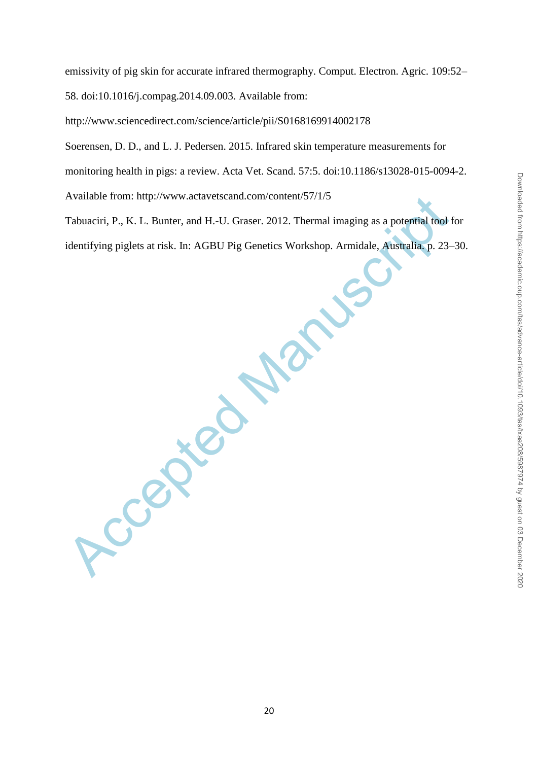emissivity of pig skin for accurate infrared thermography. Comput. Electron. Agric. 109:52–58. doi:10.1016/j.compag.2014.09.003. Available from: http://www.sciencedirect.com/science/article/pii/S0168169914002178

Soerensen, D. D., and L. J. Pedersen. 2015. Infrared skin temperature measurements for monitoring health in pigs: a review. Acta Vet. Scand. 57:5. doi:10.1186/s13028-015-0094-2. Available from: http://www.actavetscand.com/content/57/1/5

Tabuaciri, P., K. L. Bunter, and H.-U. Graser. 2012. Thermal imaging as a potential tool for identifying piglets at risk. In: AGBU Pig Genetics Workshop. Armidale, Australia. p. 23–30.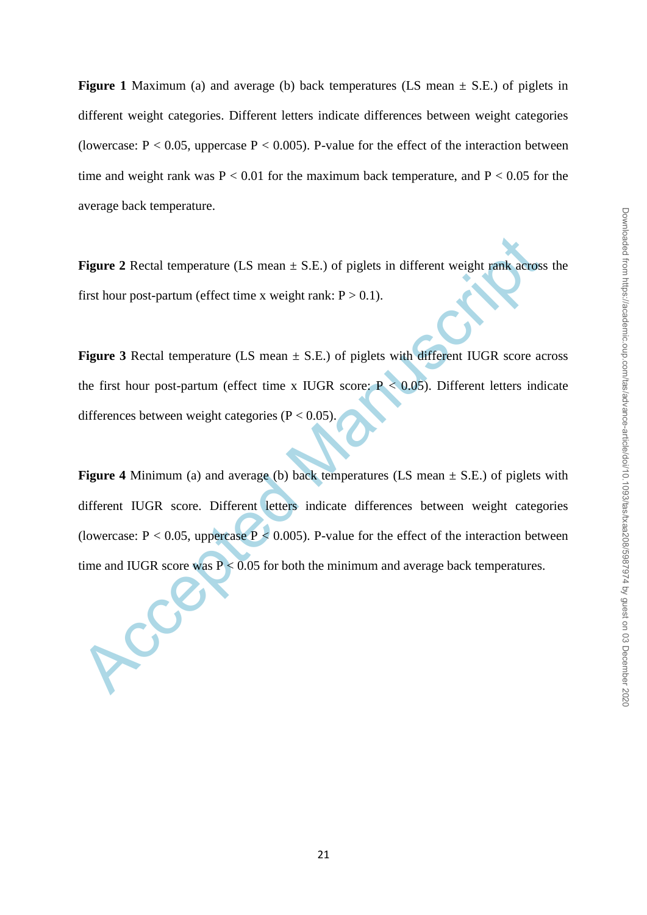**Figure 1** Maximum (a) and average (b) back temperatures (LS mean ± S.E.) of piglets in different weight categories. Different letters indicate differences between weight categories (lowercase: $P < 0.05$, uppercase $P < 0.005$). P-value for the effect of the interaction between time and weight rank was $P < 0.01$ for the maximum back temperature, and $P < 0.05$ for the average back temperature.

**Figure 2** Rectal temperature (LS mean ± S.E.) of piglets in different weight rank across the first hour post-partum (effect time x weight rank: $P > 0.1$).

**Figure 3** Rectal temperature (LS mean ± S.E.) of piglets with different IUGR score across the first hour post-partum (effect time x IUGR score: $P < 0.05$). Different letters indicate differences between weight categories ($P < 0.05$).

**Figure 4** Minimum (a) and average (b) back temperatures (LS mean ± S.E.) of piglets with different IUGR score. Different letters indicate differences between weight categories (lowercase: $P < 0.05$, uppercase $P < 0.005$). P-value for the effect of the interaction between time and IUGR score was $P < 0.05$ for both the minimum and average back temperatures.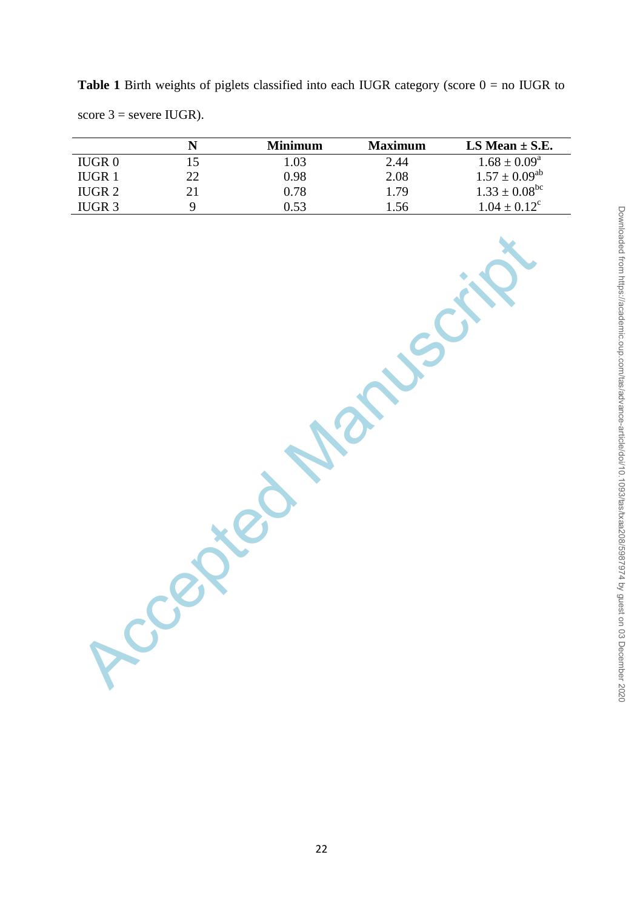**Table 1** Birth weights of piglets classified into each IUGR category (score 0 = no IUGR to score 3 = severe IUGR).

| | N | Minimum | Maximum | LS Mean ± S.E. |
|---|---|---|---|---|
| IUGR 0 | 15 | 1.03 | 2.44 | $1.68 \pm 0.09^{a}$ |
| IUGR 1 | 22 | 0.98 | 2.08 | $1.57 \pm 0.09^{ab}$ |
| IUGR 2 | 21 | 0.78 | 1.79 | $1.33 \pm 0.08^{bc}$ |
| IUGR 3 | 9 | 0.53 | 1.56 | $1.04 \pm 0.12^{c}$ |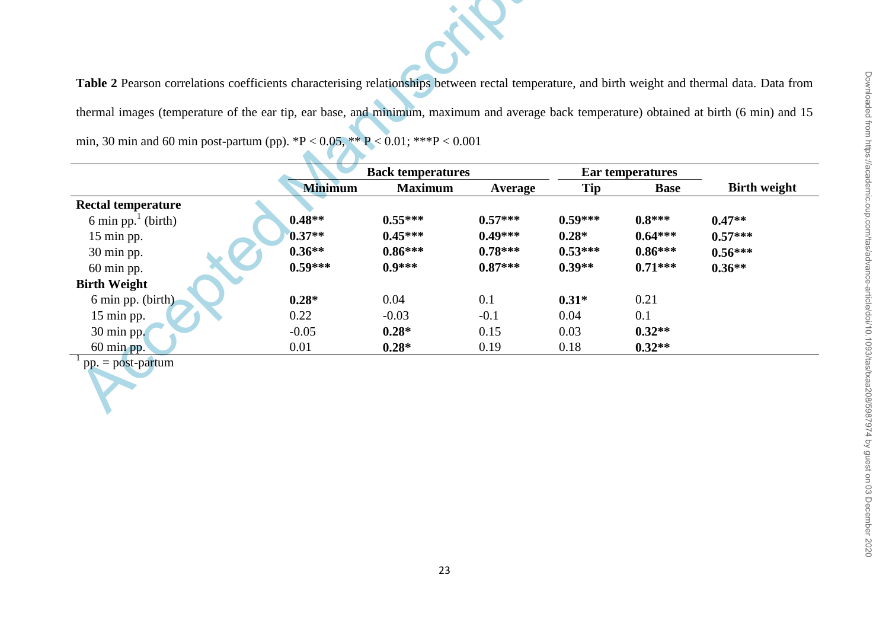**Table 2** Pearson correlations coefficients characterising relationships between rectal temperature, and birth weight and thermal data. Data from thermal images (temperature of the ear tip, ear base, and minimum, maximum and average back temperature) obtained at birth (6 min) and 15 min, 30 min and 60 min post-partum (pp). *P < 0.05, ** P < 0.01; ***P < 0.001

| | Back temperatures | | | Ear temperatures | | |
|---|---|---|---|---|---|---|
| | **Minimum** | **Maximum** | **Average** | **Tip** | **Base** | **Birth weight** |
| **Rectal temperature** | | | | | | |
| 6 min pp.[1] (birth) | **0.48**** | **0.55***** | **0.57***** | **0.59***** | **0.8***** | **0.47**** |
| 15 min pp. | **0.37**** | **0.45***** | **0.49***** | **0.28*** | **0.64***** | **0.57***** |
| 30 min pp. | **0.36**** | **0.86***** | **0.78***** | **0.53***** | **0.86***** | **0.56***** |
| 60 min pp. | **0.59***** | **0.9***** | **0.87***** | **0.39**** | **0.71***** | **0.36**** |
| **Birth Weight** | | | | | | |
| 6 min pp. (birth) | **0.28*** | 0.04 | 0.1 | **0.31*** | 0.21 | |
| 15 min pp. | 0.22 | -0.03 | -0.1 | 0.04 | 0.1 | |
| 30 min pp. | -0.05 | **0.28*** | 0.15 | 0.03 | **0.32**** | |
| 60 min pp. | 0.01 | **0.28*** | 0.19 | 0.18 | **0.32**** | |

[1] pp. = post-partum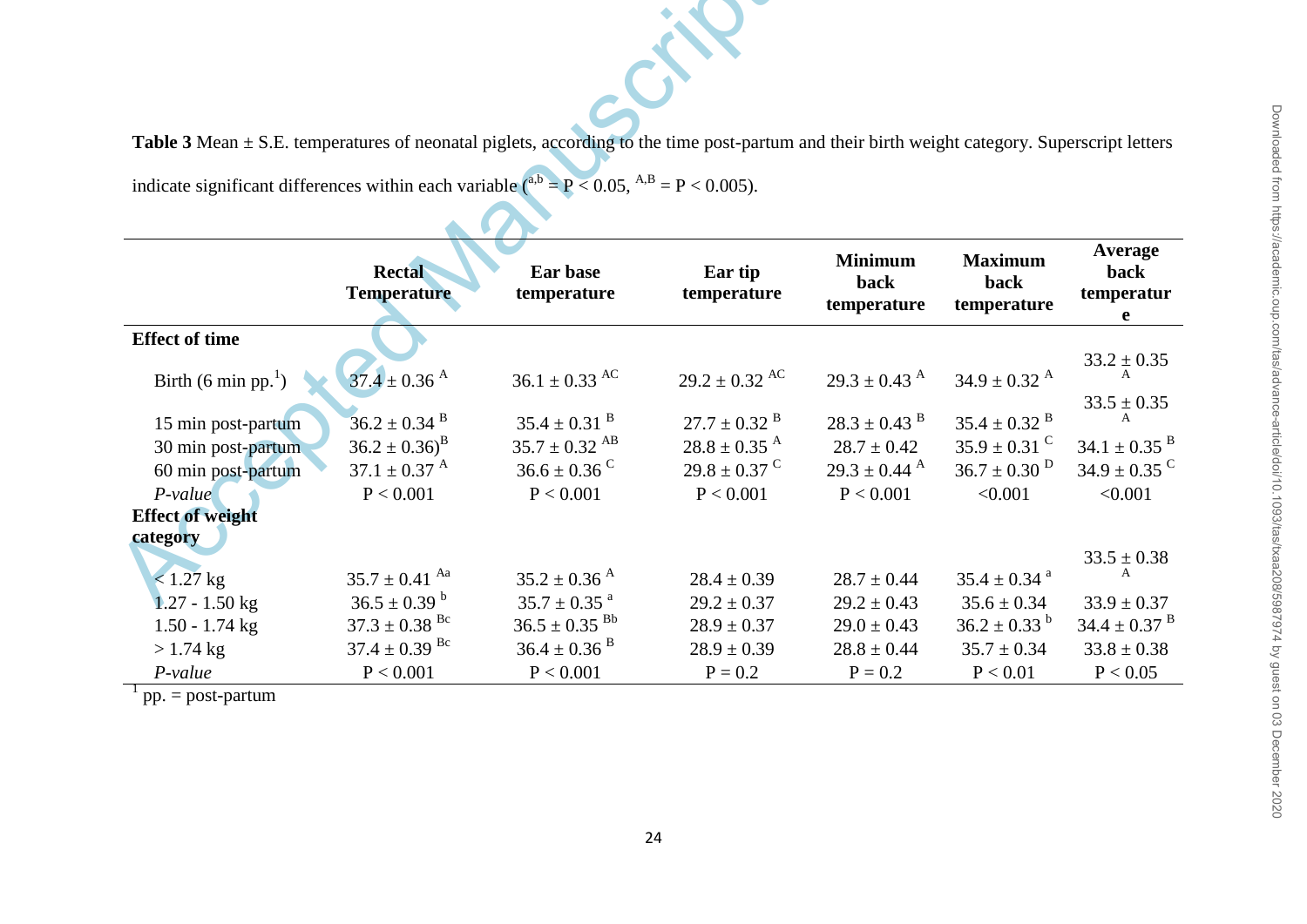**Table 3** Mean ± S.E. temperatures of neonatal piglets, according to the time post-partum and their birth weight category. Superscript letters indicate significant differences within each variable ($^{a,b}$ = P < 0.05, $^{A,B}$ = P < 0.005).

| | Rectal Temperature | Ear base temperature | Ear tip temperature | Minimum back temperature | Maximum back temperature | Average back temperature |
|---|---|---|---|---|---|---|
| **Effect of time** | | | | | | |
| Birth (6 min pp.[1]) | 37.4 ± 0.36 $^{A}$ | 36.1 ± 0.33 $^{AC}$ | 29.2 ± 0.32 $^{AC}$ | 29.3 ± 0.43 $^{A}$ | 34.9 ± 0.32 $^{A}$ | 33.2 ± 0.35 $^{A}$ |
| 15 min post-partum | 36.2 ± 0.34 $^{B}$ | 35.4 ± 0.31 $^{B}$ | 27.7 ± 0.32 $^{B}$ | 28.3 ± 0.43 $^{B}$ | 35.4 ± 0.32 $^{B}$ | 33.5 ± 0.35 $^{A}$ |
| 30 min post-partum | 36.2 ± 0.36)$^{B}$ | 35.7 ± 0.32 $^{AB}$ | 28.8 ± 0.35 $^{A}$ | 28.7 ± 0.42 | 35.9 ± 0.31 $^{C}$ | 34.1 ± 0.35 $^{B}$ |
| 60 min post-partum | 37.1 ± 0.37 $^{A}$ | 36.6 ± 0.36 $^{C}$ | 29.8 ± 0.37 $^{C}$ | 29.3 ± 0.44 $^{A}$ | 36.7 ± 0.30 $^{D}$ | 34.9 ± 0.35 $^{C}$ |
| *P-value* | P < 0.001 | P < 0.001 | P < 0.001 | P < 0.001 | <0.001 | <0.001 |
| **Effect of weight category** | | | | | | |
| < 1.27 kg | 35.7 ± 0.41 $^{Aa}$ | 35.2 ± 0.36 $^{A}$ | 28.4 ± 0.39 | 28.7 ± 0.44 | 35.4 ± 0.34 $^{a}$ | 33.5 ± 0.38 $^{A}$ |
| 1.27 - 1.50 kg | 36.5 ± 0.39 $^{b}$ | 35.7 ± 0.35 $^{a}$ | 29.2 ± 0.37 | 29.2 ± 0.43 | 35.6 ± 0.34 | 33.9 ± 0.37 |
| 1.50 - 1.74 kg | 37.3 ± 0.38 $^{Bc}$ | 36.5 ± 0.35 $^{Bb}$ | 28.9 ± 0.37 | 29.0 ± 0.43 | 36.2 ± 0.33 $^{b}$ | 34.4 ± 0.37 $^{B}$ |
| > 1.74 kg | 37.4 ± 0.39 $^{Bc}$ | 36.4 ± 0.36 $^{B}$ | 28.9 ± 0.39 | 28.8 ± 0.44 | 35.7 ± 0.34 | 33.8 ± 0.38 |
| *P-value* | P < 0.001 | P < 0.001 | P = 0.2 | P = 0.2 | P < 0.01 | P < 0.05 |

[1] pp. = post-partum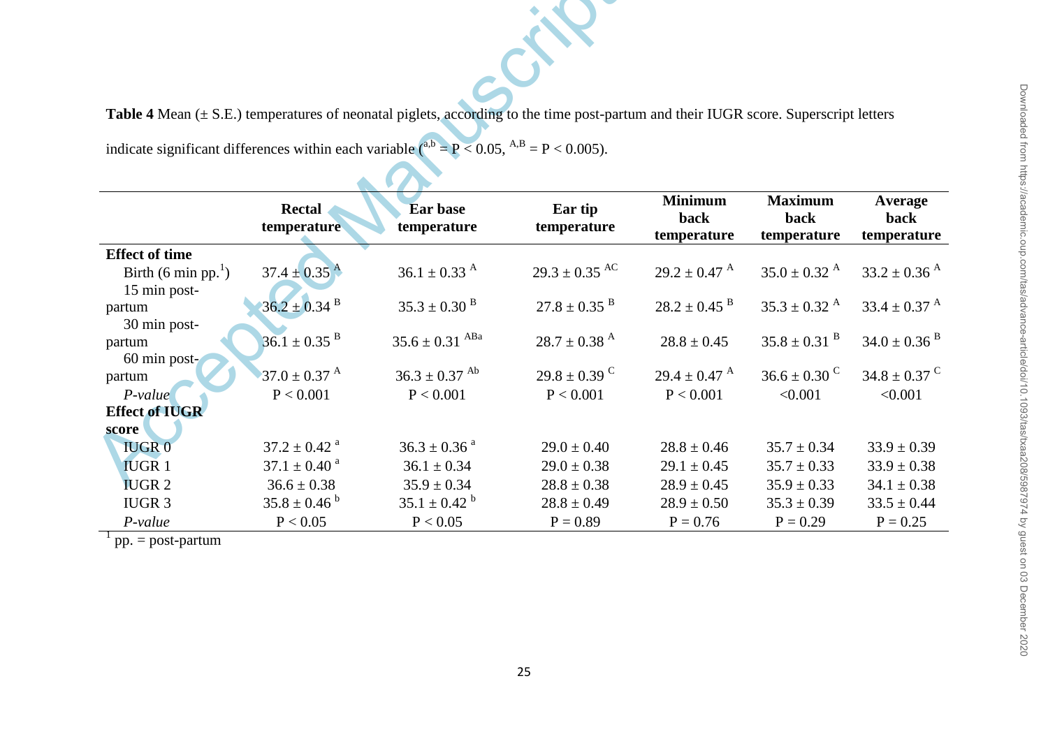**Table 4** Mean (± S.E.) temperatures of neonatal piglets, according to the time post-partum and their IUGR score. Superscript letters indicate significant differences within each variable ($^{a,b}$ = P < 0.05, $^{A,B}$ = P < 0.005).

| | Rectal temperature | Ear base temperature | Ear tip temperature | Minimum back temperature | Maximum back temperature | Average back temperature |
|---|---|---|---|---|---|---|
| **Effect of time** | | | | | | |
| Birth (6 min pp.[1]) | 37.4 ± 0.35 $^{A}$ | 36.1 ± 0.33 $^{A}$ | 29.3 ± 0.35 $^{AC}$ | 29.2 ± 0.47 $^{A}$ | 35.0 ± 0.32 $^{A}$ | 33.2 ± 0.36 $^{A}$ |
| 15 min post-partum | 36.2 ± 0.34 $^{B}$ | 35.3 ± 0.30 $^{B}$ | 27.8 ± 0.35 $^{B}$ | 28.2 ± 0.45 $^{B}$ | 35.3 ± 0.32 $^{A}$ | 33.4 ± 0.37 $^{A}$ |
| 30 min post-partum | 36.1 ± 0.35 $^{B}$ | 35.6 ± 0.31 $^{ABa}$ | 28.7 ± 0.38 $^{A}$ | 28.8 ± 0.45 | 35.8 ± 0.31 $^{B}$ | 34.0 ± 0.36 $^{B}$ |
| 60 min post-partum | 37.0 ± 0.37 $^{A}$ | 36.3 ± 0.37 $^{Ab}$ | 29.8 ± 0.39 $^{C}$ | 29.4 ± 0.47 $^{A}$ | 36.6 ± 0.30 $^{C}$ | 34.8 ± 0.37 $^{C}$ |
| *P-value* | P < 0.001 | P < 0.001 | P < 0.001 | P < 0.001 | <0.001 | <0.001 |
| **Effect of IUGR score** | | | | | | |
| IUGR 0 | 37.2 ± 0.42 $^{a}$ | 36.3 ± 0.36 $^{a}$ | 29.0 ± 0.40 | 28.8 ± 0.46 | 35.7 ± 0.34 | 33.9 ± 0.39 |
| IUGR 1 | 37.1 ± 0.40 $^{a}$ | 36.1 ± 0.34 | 29.0 ± 0.38 | 29.1 ± 0.45 | 35.7 ± 0.33 | 33.9 ± 0.38 |
| IUGR 2 | 36.6 ± 0.38 | 35.9 ± 0.34 | 28.8 ± 0.38 | 28.9 ± 0.45 | 35.9 ± 0.33 | 34.1 ± 0.38 |
| IUGR 3 | 35.8 ± 0.46 $^{b}$ | 35.1 ± 0.42 $^{b}$ | 28.8 ± 0.49 | 28.9 ± 0.50 | 35.3 ± 0.39 | 33.5 ± 0.44 |
| *P-value* | P < 0.05 | P < 0.05 | P = 0.89 | P = 0.76 | P = 0.29 | P = 0.25 |

[1] pp. = post-partum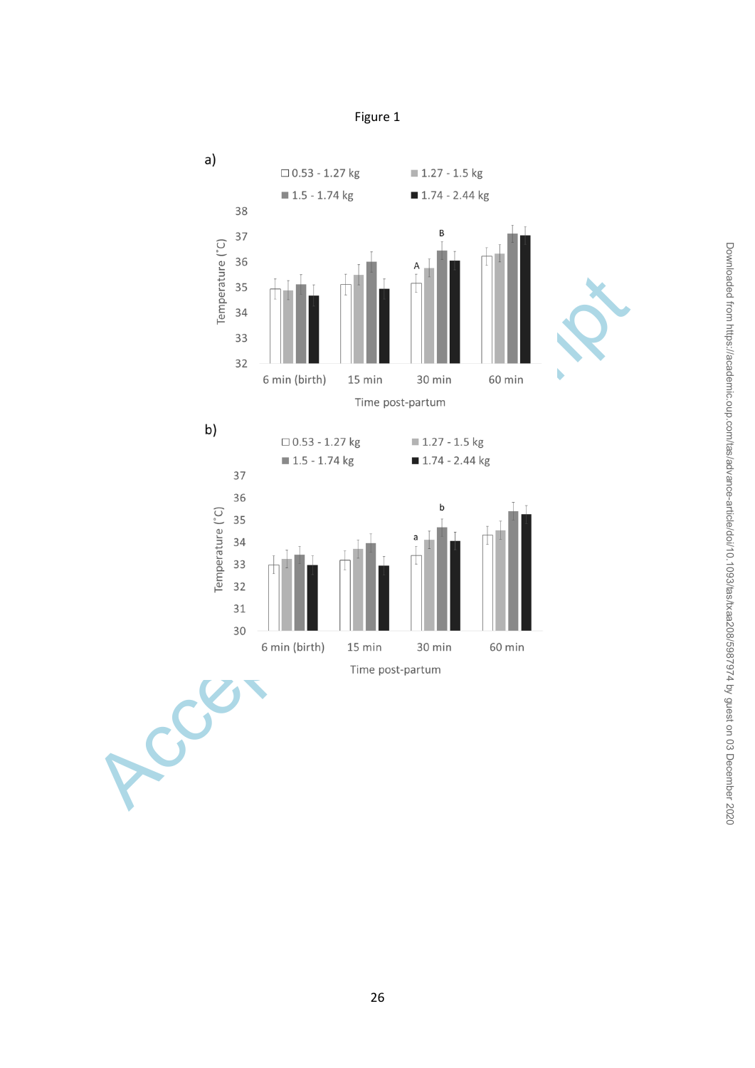Figure 1

a)

□ 0.53 - 1.27 kg ■ 1.27 - 1.5 kg ■ 1.5 - 1.74 kg ■ 1.74 - 2.44 kg

Temperature (˚C)

Time post-partum

6 min (birth) 15 min 30 min 60 min

b)

□ 0.53 - 1.27 kg ■ 1.27 - 1.5 kg ■ 1.5 - 1.74 kg ■ 1.74 - 2.44 kg

Temperature (˚C)

Time post-partum

6 min (birth) 15 min 30 min 60 min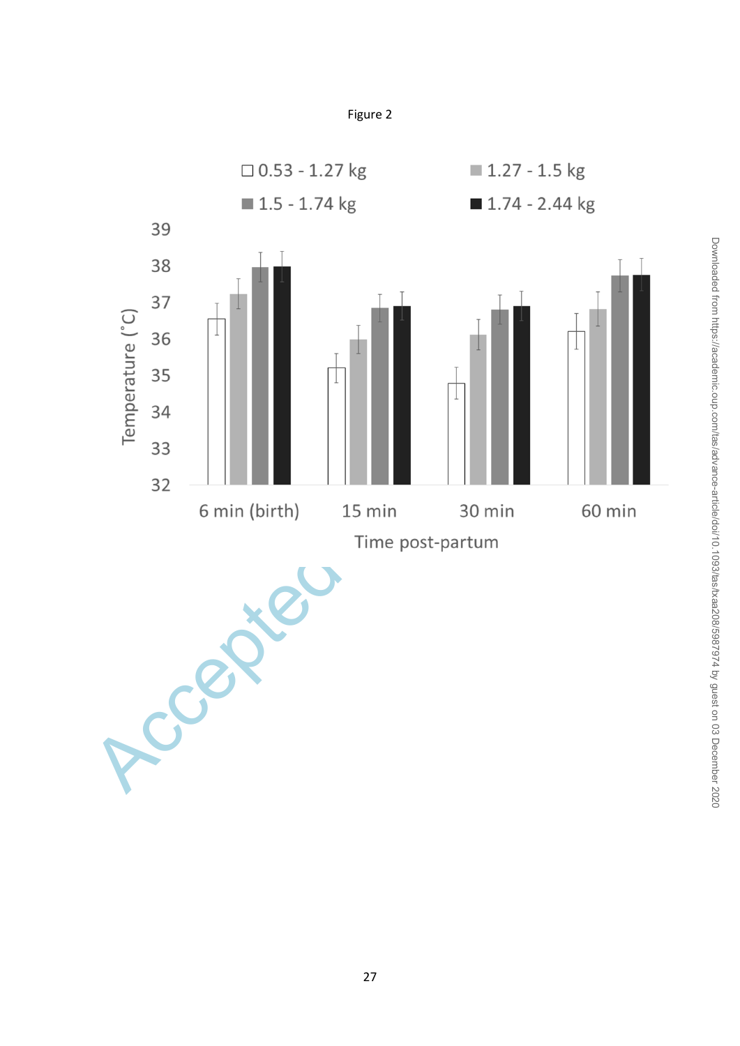Figure 2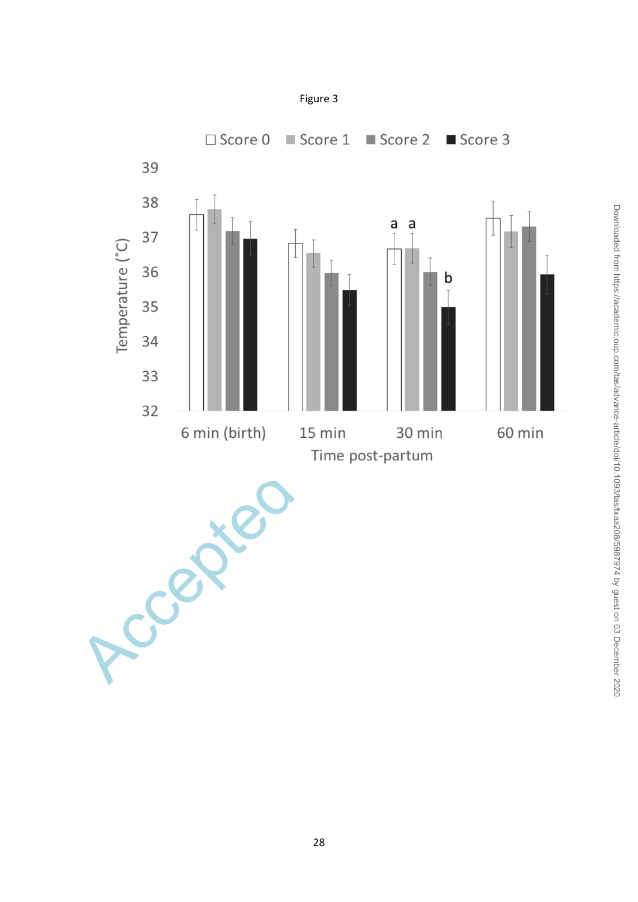Figure 3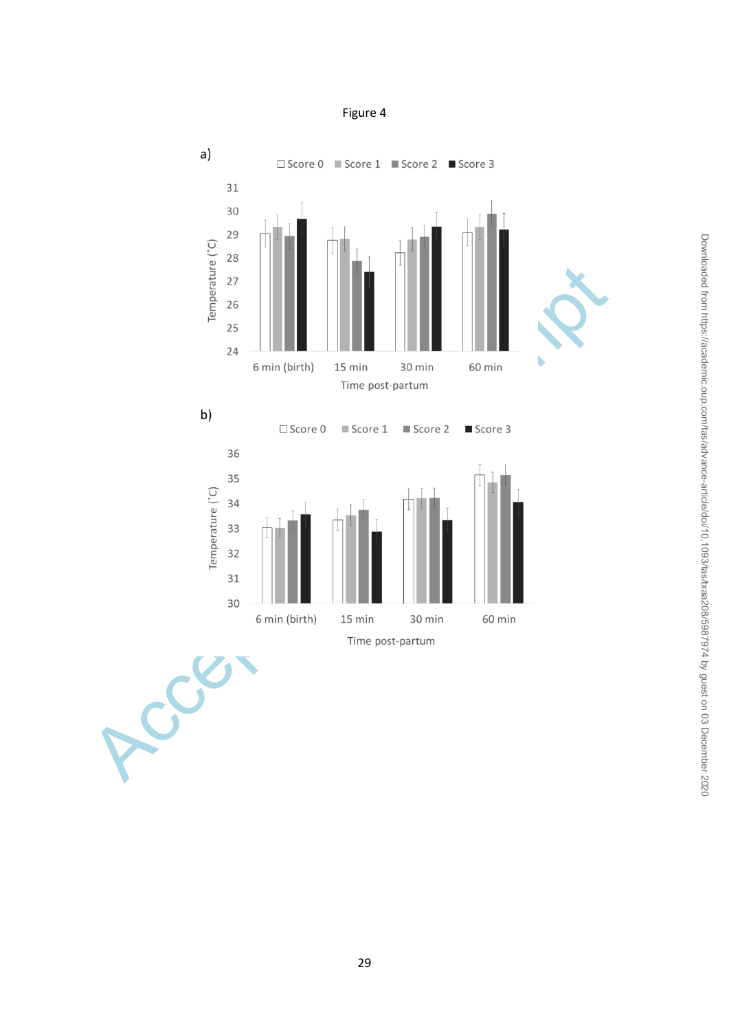Figure 4

a)

Score 0 Score 1 Score 2 Score 3

31
30
29
28
27
26
25
24

Temperature (°C)

6 min (birth) 15 min 30 min 60 min

Time post-partum

b)

Score 0 Score 1 Score 2 Score 3

36
35
34
33
32
31
30

Temperature (°C)

6 min (birth) 15 min 30 min 60 min

Time post-partum